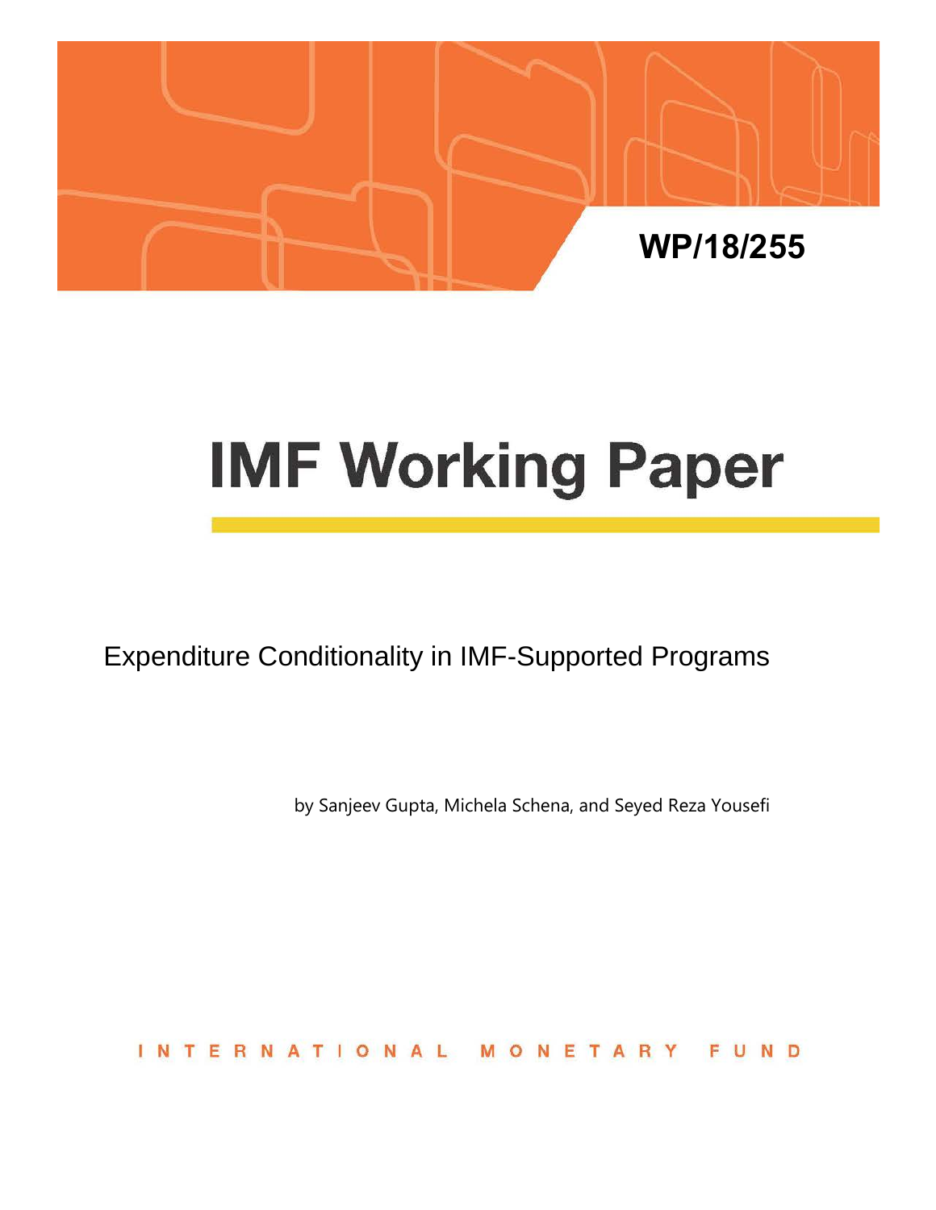WP/18/255

# IMF Working Paper

Expenditure Conditionality in IMF-Supported Programs

by Sanjeev Gupta, Michela Schena, and Seyed Reza Yousefi

INTERNATIONAL MONETARY FUND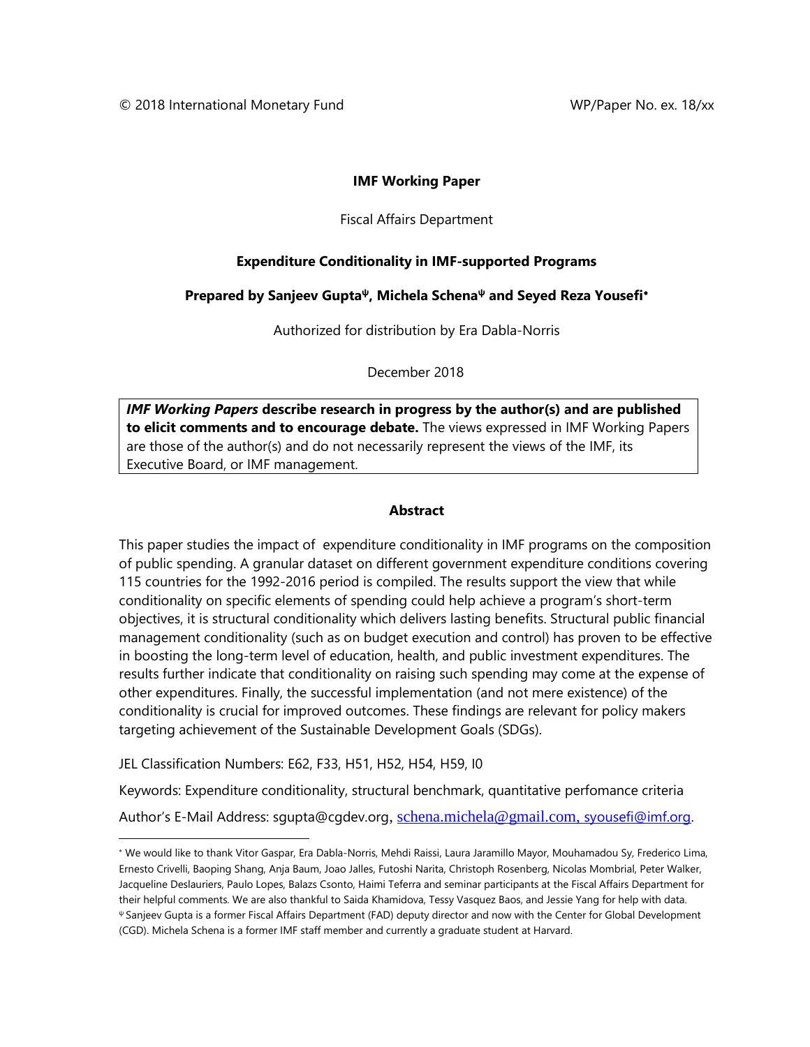© 2018 International Monetary Fund WP/Paper No. ex. 18/xx

**IMF Working Paper**

Fiscal Affairs Department

**Expenditure Conditionality in IMF-supported Programs**

**Prepared by Sanjeev Gupta[ψ], Michela Schena[ψ] and Seyed Reza Yousefi[*]**

Authorized for distribution by Era Dabla-Norris

December 2018

***IMF Working Papers*** **describe research in progress by the author(s) and are published to elicit comments and to encourage debate.** The views expressed in IMF Working Papers are those of the author(s) and do not necessarily represent the views of the IMF, its Executive Board, or IMF management.

**Abstract**

This paper studies the impact of expenditure conditionality in IMF programs on the composition of public spending. A granular dataset on different government expenditure conditions covering 115 countries for the 1992-2016 period is compiled. The results support the view that while conditionality on specific elements of spending could help achieve a program's short-term objectives, it is structural conditionality which delivers lasting benefits. Structural public financial management conditionality (such as on budget execution and control) has proven to be effective in boosting the long-term level of education, health, and public investment expenditures. The results further indicate that conditionality on raising such spending may come at the expense of other expenditures. Finally, the successful implementation (and not mere existence) of the conditionality is crucial for improved outcomes. These findings are relevant for policy makers targeting achievement of the Sustainable Development Goals (SDGs).

JEL Classification Numbers: E62, F33, H51, H52, H54, H59, I0

Keywords: Expenditure conditionality, structural benchmark, quantitative perfomance criteria

Author's E-Mail Address: sgupta@cgdev.org, schena.michela@gmail.com, syousefi@imf.org.

[*] We would like to thank Vitor Gaspar, Era Dabla-Norris, Mehdi Raissi, Laura Jaramillo Mayor, Mouhamadou Sy, Frederico Lima, Ernesto Crivelli, Baoping Shang, Anja Baum, Joao Jalles, Futoshi Narita, Christoph Rosenberg, Nicolas Mombrial, Peter Walker, Jacqueline Deslauriers, Paulo Lopes, Balazs Csonto, Haimi Teferra and seminar participants at the Fiscal Affairs Department for their helpful comments. We are also thankful to Saida Khamidova, Tessy Vasquez Baos, and Jessie Yang for help with data.

[ψ] Sanjeev Gupta is a former Fiscal Affairs Department (FAD) deputy director and now with the Center for Global Development (CGD). Michela Schena is a former IMF staff member and currently a graduate student at Harvard.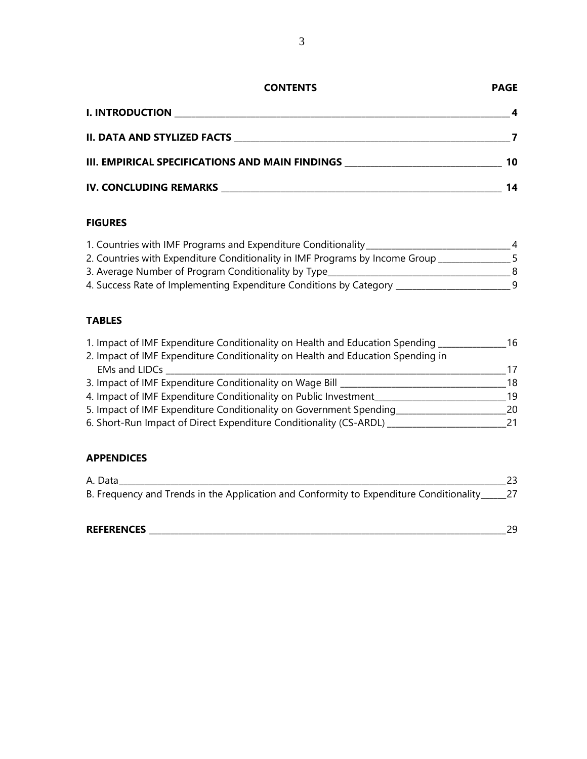| CONTENTS | PAGE |
|---|---|
| **I. INTRODUCTION** | **4** |
| **II. DATA AND STYLIZED FACTS** | **7** |
| **III. EMPIRICAL SPECIFICATIONS AND MAIN FINDINGS** | **10** |
| **IV. CONCLUDING REMARKS** | **14** |

**FIGURES**

| | |
|---|---|
| 1. Countries with IMF Programs and Expenditure Conditionality | 4 |
| 2. Countries with Expenditure Conditionality in IMF Programs by Income Group | 5 |
| 3. Average Number of Program Conditionality by Type | 8 |
| 4. Success Rate of Implementing Expenditure Conditions by Category | 9 |

**TABLES**

| | |
|---|---|
| 1. Impact of IMF Expenditure Conditionality on Health and Education Spending | 16 |
| 2. Impact of IMF Expenditure Conditionality on Health and Education Spending in EMs and LIDCs | 17 |
| 3. Impact of IMF Expenditure Conditionality on Wage Bill | 18 |
| 4. Impact of IMF Expenditure Conditionality on Public Investment | 19 |
| 5. Impact of IMF Expenditure Conditionality on Government Spending | 20 |
| 6. Short-Run Impact of Direct Expenditure Conditionality (CS-ARDL) | 21 |

**APPENDICES**

| | |
|---|---|
| A. Data | 23 |
| B. Frequency and Trends in the Application and Conformity to Expenditure Conditionality | 27 |

| | |
|---|---|
| **REFERENCES** | 29 |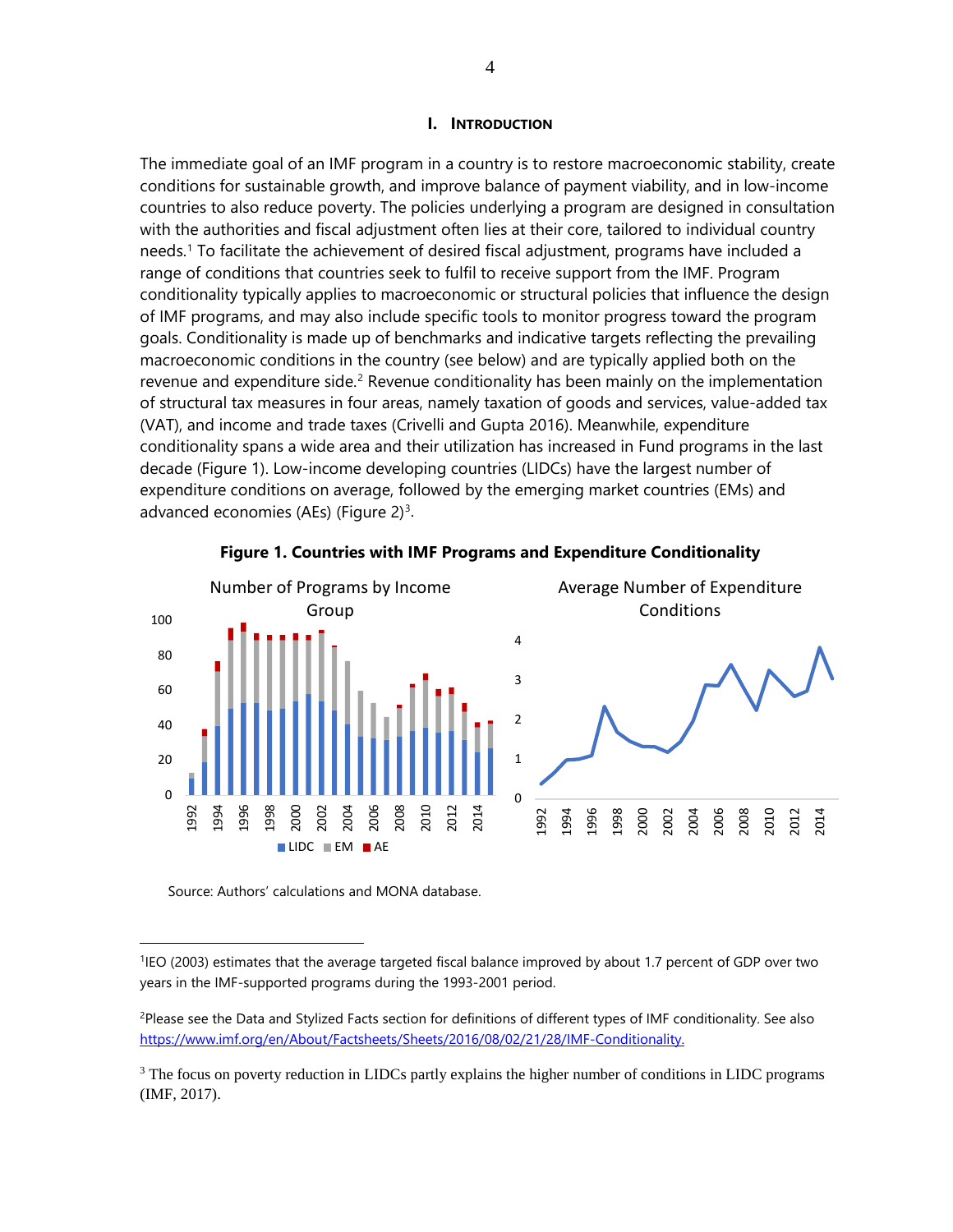## I. INTRODUCTION

The immediate goal of an IMF program in a country is to restore macroeconomic stability, create conditions for sustainable growth, and improve balance of payment viability, and in low-income countries to also reduce poverty. The policies underlying a program are designed in consultation with the authorities and fiscal adjustment often lies at their core, tailored to individual country needs.[1] To facilitate the achievement of desired fiscal adjustment, programs have included a range of conditions that countries seek to fulfil to receive support from the IMF. Program conditionality typically applies to macroeconomic or structural policies that influence the design of IMF programs, and may also include specific tools to monitor progress toward the program goals. Conditionality is made up of benchmarks and indicative targets reflecting the prevailing macroeconomic conditions in the country (see below) and are typically applied both on the revenue and expenditure side.[2] Revenue conditionality has been mainly on the implementation of structural tax measures in four areas, namely taxation of goods and services, value-added tax (VAT), and income and trade taxes (Crivelli and Gupta 2016). Meanwhile, expenditure conditionality spans a wide area and their utilization has increased in Fund programs in the last decade (Figure 1). Low-income developing countries (LIDCs) have the largest number of expenditure conditions on average, followed by the emerging market countries (EMs) and advanced economies (AEs) (Figure 2)[3].

**Figure 1. Countries with IMF Programs and Expenditure Conditionality**

Source: Authors' calculations and MONA database.

---

[1] IEO (2003) estimates that the average targeted fiscal balance improved by about 1.7 percent of GDP over two years in the IMF-supported programs during the 1993-2001 period.

[2] Please see the Data and Stylized Facts section for definitions of different types of IMF conditionality. See also https://www.imf.org/en/About/Factsheets/Sheets/2016/08/02/21/28/IMF-Conditionality.

[3] The focus on poverty reduction in LIDCs partly explains the higher number of conditions in LIDC programs (IMF, 2017).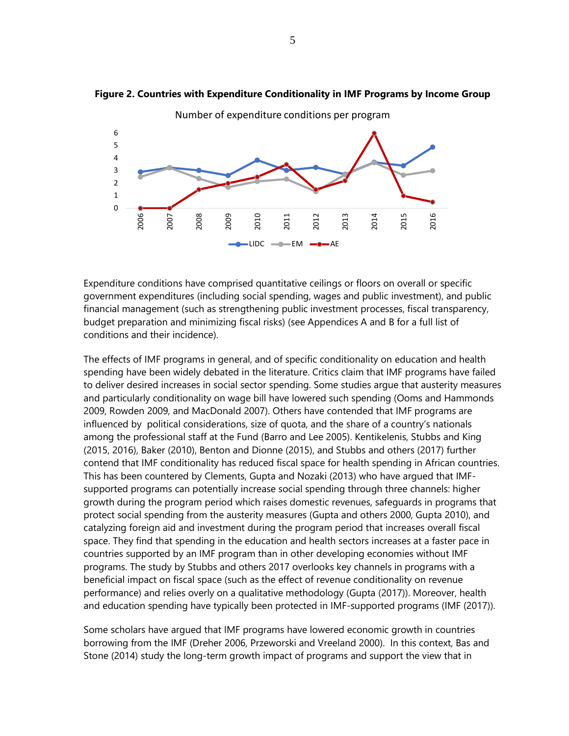**Figure 2. Countries with Expenditure Conditionality in IMF Programs by Income Group**

Expenditure conditions have comprised quantitative ceilings or floors on overall or specific government expenditures (including social spending, wages and public investment), and public financial management (such as strengthening public investment processes, fiscal transparency, budget preparation and minimizing fiscal risks) (see Appendices A and B for a full list of conditions and their incidence).

The effects of IMF programs in general, and of specific conditionality on education and health spending have been widely debated in the literature. Critics claim that IMF programs have failed to deliver desired increases in social sector spending. Some studies argue that austerity measures and particularly conditionality on wage bill have lowered such spending (Ooms and Hammonds 2009, Rowden 2009, and MacDonald 2007). Others have contended that IMF programs are influenced by political considerations, size of quota, and the share of a country's nationals among the professional staff at the Fund (Barro and Lee 2005). Kentikelenis, Stubbs and King (2015, 2016), Baker (2010), Benton and Dionne (2015), and Stubbs and others (2017) further contend that IMF conditionality has reduced fiscal space for health spending in African countries. This has been countered by Clements, Gupta and Nozaki (2013) who have argued that IMF-supported programs can potentially increase social spending through three channels: higher growth during the program period which raises domestic revenues, safeguards in programs that protect social spending from the austerity measures (Gupta and others 2000, Gupta 2010), and catalyzing foreign aid and investment during the program period that increases overall fiscal space. They find that spending in the education and health sectors increases at a faster pace in countries supported by an IMF program than in other developing economies without IMF programs. The study by Stubbs and others 2017 overlooks key channels in programs with a beneficial impact on fiscal space (such as the effect of revenue conditionality on revenue performance) and relies overly on a qualitative methodology (Gupta (2017)). Moreover, health and education spending have typically been protected in IMF-supported programs (IMF (2017)).

Some scholars have argued that IMF programs have lowered economic growth in countries borrowing from the IMF (Dreher 2006, Przeworski and Vreeland 2000). In this context, Bas and Stone (2014) study the long-term growth impact of programs and support the view that in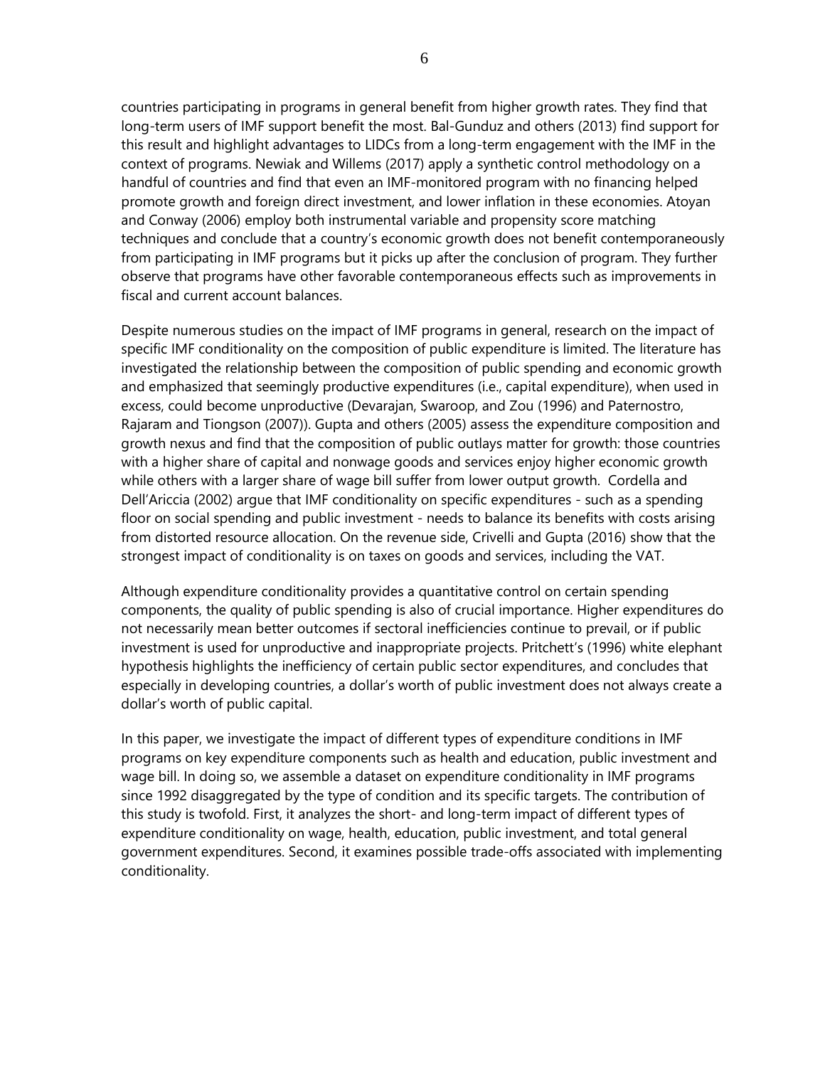countries participating in programs in general benefit from higher growth rates. They find that long-term users of IMF support benefit the most. Bal-Gunduz and others (2013) find support for this result and highlight advantages to LIDCs from a long-term engagement with the IMF in the context of programs. Newiak and Willems (2017) apply a synthetic control methodology on a handful of countries and find that even an IMF-monitored program with no financing helped promote growth and foreign direct investment, and lower inflation in these economies. Atoyan and Conway (2006) employ both instrumental variable and propensity score matching techniques and conclude that a country's economic growth does not benefit contemporaneously from participating in IMF programs but it picks up after the conclusion of program. They further observe that programs have other favorable contemporaneous effects such as improvements in fiscal and current account balances.

Despite numerous studies on the impact of IMF programs in general, research on the impact of specific IMF conditionality on the composition of public expenditure is limited. The literature has investigated the relationship between the composition of public spending and economic growth and emphasized that seemingly productive expenditures (i.e., capital expenditure), when used in excess, could become unproductive (Devarajan, Swaroop, and Zou (1996) and Paternostro, Rajaram and Tiongson (2007)). Gupta and others (2005) assess the expenditure composition and growth nexus and find that the composition of public outlays matter for growth: those countries with a higher share of capital and nonwage goods and services enjoy higher economic growth while others with a larger share of wage bill suffer from lower output growth. Cordella and Dell'Ariccia (2002) argue that IMF conditionality on specific expenditures - such as a spending floor on social spending and public investment - needs to balance its benefits with costs arising from distorted resource allocation. On the revenue side, Crivelli and Gupta (2016) show that the strongest impact of conditionality is on taxes on goods and services, including the VAT.

Although expenditure conditionality provides a quantitative control on certain spending components, the quality of public spending is also of crucial importance. Higher expenditures do not necessarily mean better outcomes if sectoral inefficiencies continue to prevail, or if public investment is used for unproductive and inappropriate projects. Pritchett's (1996) white elephant hypothesis highlights the inefficiency of certain public sector expenditures, and concludes that especially in developing countries, a dollar's worth of public investment does not always create a dollar's worth of public capital.

In this paper, we investigate the impact of different types of expenditure conditions in IMF programs on key expenditure components such as health and education, public investment and wage bill. In doing so, we assemble a dataset on expenditure conditionality in IMF programs since 1992 disaggregated by the type of condition and its specific targets. The contribution of this study is twofold. First, it analyzes the short- and long-term impact of different types of expenditure conditionality on wage, health, education, public investment, and total general government expenditures. Second, it examines possible trade-offs associated with implementing conditionality.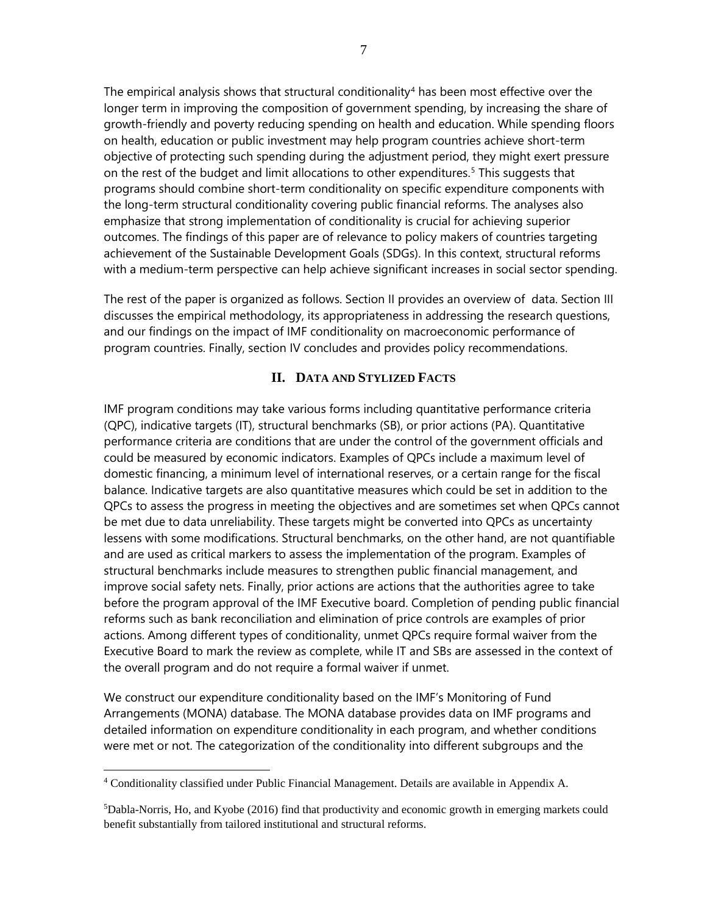The empirical analysis shows that structural conditionality[4] has been most effective over the longer term in improving the composition of government spending, by increasing the share of growth-friendly and poverty reducing spending on health and education. While spending floors on health, education or public investment may help program countries achieve short-term objective of protecting such spending during the adjustment period, they might exert pressure on the rest of the budget and limit allocations to other expenditures.[5] This suggests that programs should combine short-term conditionality on specific expenditure components with the long-term structural conditionality covering public financial reforms. The analyses also emphasize that strong implementation of conditionality is crucial for achieving superior outcomes. The findings of this paper are of relevance to policy makers of countries targeting achievement of the Sustainable Development Goals (SDGs). In this context, structural reforms with a medium-term perspective can help achieve significant increases in social sector spending.

The rest of the paper is organized as follows. Section II provides an overview of data. Section III discusses the empirical methodology, its appropriateness in addressing the research questions, and our findings on the impact of IMF conditionality on macroeconomic performance of program countries. Finally, section IV concludes and provides policy recommendations.

## II. Data and Stylized Facts

IMF program conditions may take various forms including quantitative performance criteria (QPC), indicative targets (IT), structural benchmarks (SB), or prior actions (PA). Quantitative performance criteria are conditions that are under the control of the government officials and could be measured by economic indicators. Examples of QPCs include a maximum level of domestic financing, a minimum level of international reserves, or a certain range for the fiscal balance. Indicative targets are also quantitative measures which could be set in addition to the QPCs to assess the progress in meeting the objectives and are sometimes set when QPCs cannot be met due to data unreliability. These targets might be converted into QPCs as uncertainty lessens with some modifications. Structural benchmarks, on the other hand, are not quantifiable and are used as critical markers to assess the implementation of the program. Examples of structural benchmarks include measures to strengthen public financial management, and improve social safety nets. Finally, prior actions are actions that the authorities agree to take before the program approval of the IMF Executive board. Completion of pending public financial reforms such as bank reconciliation and elimination of price controls are examples of prior actions. Among different types of conditionality, unmet QPCs require formal waiver from the Executive Board to mark the review as complete, while IT and SBs are assessed in the context of the overall program and do not require a formal waiver if unmet.

We construct our expenditure conditionality based on the IMF's Monitoring of Fund Arrangements (MONA) database. The MONA database provides data on IMF programs and detailed information on expenditure conditionality in each program, and whether conditions were met or not. The categorization of the conditionality into different subgroups and the

---

[4] Conditionality classified under Public Financial Management. Details are available in Appendix A.

[5] Dabla-Norris, Ho, and Kyobe (2016) find that productivity and economic growth in emerging markets could benefit substantially from tailored institutional and structural reforms.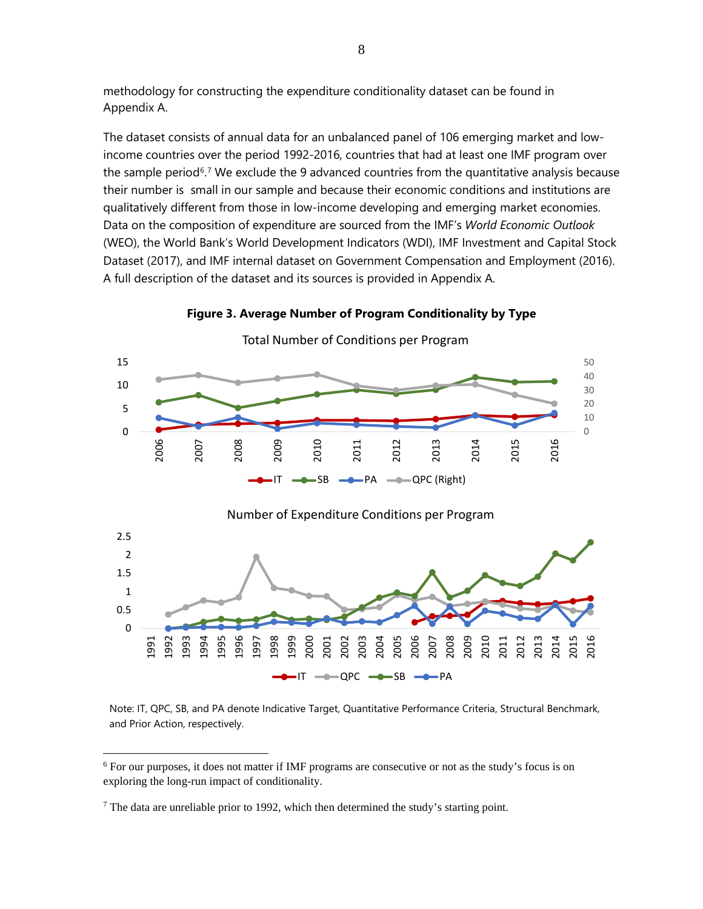methodology for constructing the expenditure conditionality dataset can be found in Appendix A.

The dataset consists of annual data for an unbalanced panel of 106 emerging market and low-income countries over the period 1992-2016, countries that had at least one IMF program over the sample period[6].[7] We exclude the 9 advanced countries from the quantitative analysis because their number is small in our sample and because their economic conditions and institutions are qualitatively different from those in low-income developing and emerging market economies. Data on the composition of expenditure are sourced from the IMF's *World Economic Outlook* (WEO), the World Bank's World Development Indicators (WDI), IMF Investment and Capital Stock Dataset (2017), and IMF internal dataset on Government Compensation and Employment (2016). A full description of the dataset and its sources is provided in Appendix A.

**Figure 3. Average Number of Program Conditionality by Type**

Total Number of Conditions per Program

Number of Expenditure Conditions per Program

Note: IT, QPC, SB, and PA denote Indicative Target, Quantitative Performance Criteria, Structural Benchmark, and Prior Action, respectively.

---

[6] For our purposes, it does not matter if IMF programs are consecutive or not as the study's focus is on exploring the long-run impact of conditionality.

[7] The data are unreliable prior to 1992, which then determined the study's starting point.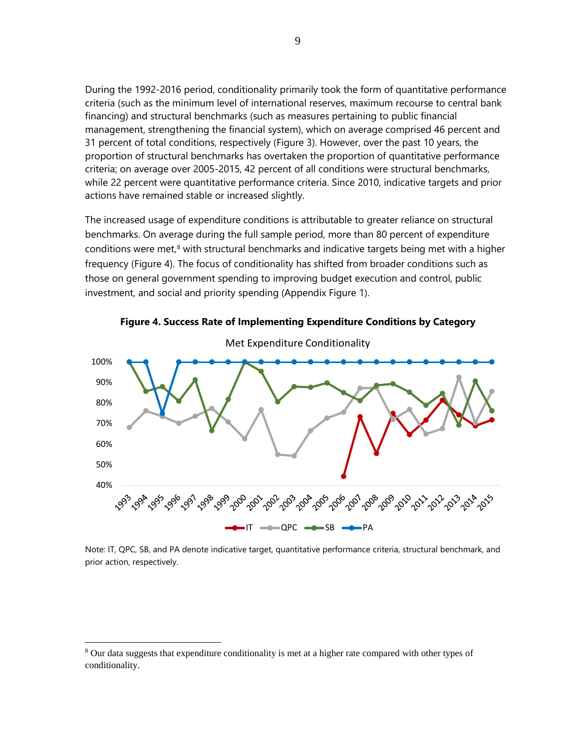During the 1992-2016 period, conditionality primarily took the form of quantitative performance criteria (such as the minimum level of international reserves, maximum recourse to central bank financing) and structural benchmarks (such as measures pertaining to public financial management, strengthening the financial system), which on average comprised 46 percent and 31 percent of total conditions, respectively (Figure 3). However, over the past 10 years, the proportion of structural benchmarks has overtaken the proportion of quantitative performance criteria; on average over 2005-2015, 42 percent of all conditions were structural benchmarks, while 22 percent were quantitative performance criteria. Since 2010, indicative targets and prior actions have remained stable or increased slightly.

The increased usage of expenditure conditions is attributable to greater reliance on structural benchmarks. On average during the full sample period, more than 80 percent of expenditure conditions were met,[8] with structural benchmarks and indicative targets being met with a higher frequency (Figure 4). The focus of conditionality has shifted from broader conditions such as those on general government spending to improving budget execution and control, public investment, and social and priority spending (Appendix Figure 1).

**Figure 4. Success Rate of Implementing Expenditure Conditions by Category**

Note: IT, QPC, SB, and PA denote indicative target, quantitative performance criteria, structural benchmark, and prior action, respectively.

[8] Our data suggests that expenditure conditionality is met at a higher rate compared with other types of conditionality.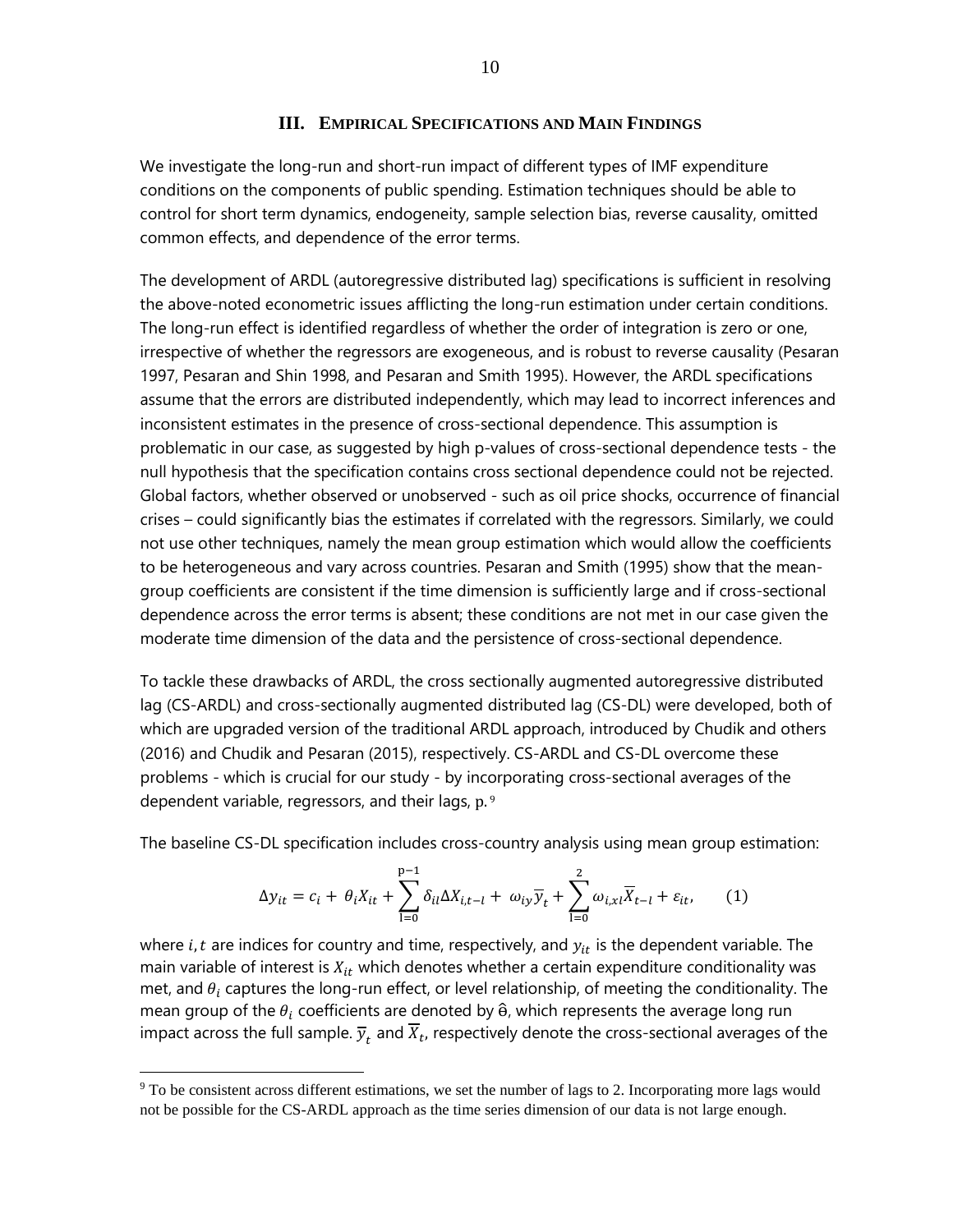## III. Empirical Specifications and Main Findings

We investigate the long-run and short-run impact of different types of IMF expenditure conditions on the components of public spending. Estimation techniques should be able to control for short term dynamics, endogeneity, sample selection bias, reverse causality, omitted common effects, and dependence of the error terms.

The development of ARDL (autoregressive distributed lag) specifications is sufficient in resolving the above-noted econometric issues afflicting the long-run estimation under certain conditions. The long-run effect is identified regardless of whether the order of integration is zero or one, irrespective of whether the regressors are exogeneous, and is robust to reverse causality (Pesaran 1997, Pesaran and Shin 1998, and Pesaran and Smith 1995). However, the ARDL specifications assume that the errors are distributed independently, which may lead to incorrect inferences and inconsistent estimates in the presence of cross-sectional dependence. This assumption is problematic in our case, as suggested by high p-values of cross-sectional dependence tests - the null hypothesis that the specification contains cross sectional dependence could not be rejected. Global factors, whether observed or unobserved - such as oil price shocks, occurrence of financial crises – could significantly bias the estimates if correlated with the regressors. Similarly, we could not use other techniques, namely the mean group estimation which would allow the coefficients to be heterogeneous and vary across countries. Pesaran and Smith (1995) show that the mean-group coefficients are consistent if the time dimension is sufficiently large and if cross-sectional dependence across the error terms is absent; these conditions are not met in our case given the moderate time dimension of the data and the persistence of cross-sectional dependence.

To tackle these drawbacks of ARDL, the cross sectionally augmented autoregressive distributed lag (CS-ARDL) and cross-sectionally augmented distributed lag (CS-DL) were developed, both of which are upgraded version of the traditional ARDL approach, introduced by Chudik and others (2016) and Chudik and Pesaran (2015), respectively. CS-ARDL and CS-DL overcome these problems - which is crucial for our study - by incorporating cross-sectional averages of the dependent variable, regressors, and their lags, p.[9]

The baseline CS-DL specification includes cross-country analysis using mean group estimation:

$$\Delta y_{it} = c_i + \theta_i X_{it} + \sum_{l=0}^{p-1} \delta_{il} \Delta X_{i,t-l} + \omega_{iy} \overline{y}_t + \sum_{l=0}^{2} \omega_{i,xl} \overline{X}_{t-l} + \varepsilon_{it}, \qquad (1)$$

where $i, t$ are indices for country and time, respectively, and $y_{it}$ is the dependent variable. The main variable of interest is $X_{it}$ which denotes whether a certain expenditure conditionality was met, and $\theta_i$ captures the long-run effect, or level relationship, of meeting the conditionality. The mean group of the $\theta_i$ coefficients are denoted by $\hat{\theta}$, which represents the average long run impact across the full sample. $\overline{y}_t$ and $\overline{X}_t$, respectively denote the cross-sectional averages of the

[9] To be consistent across different estimations, we set the number of lags to 2. Incorporating more lags would not be possible for the CS-ARDL approach as the time series dimension of our data is not large enough.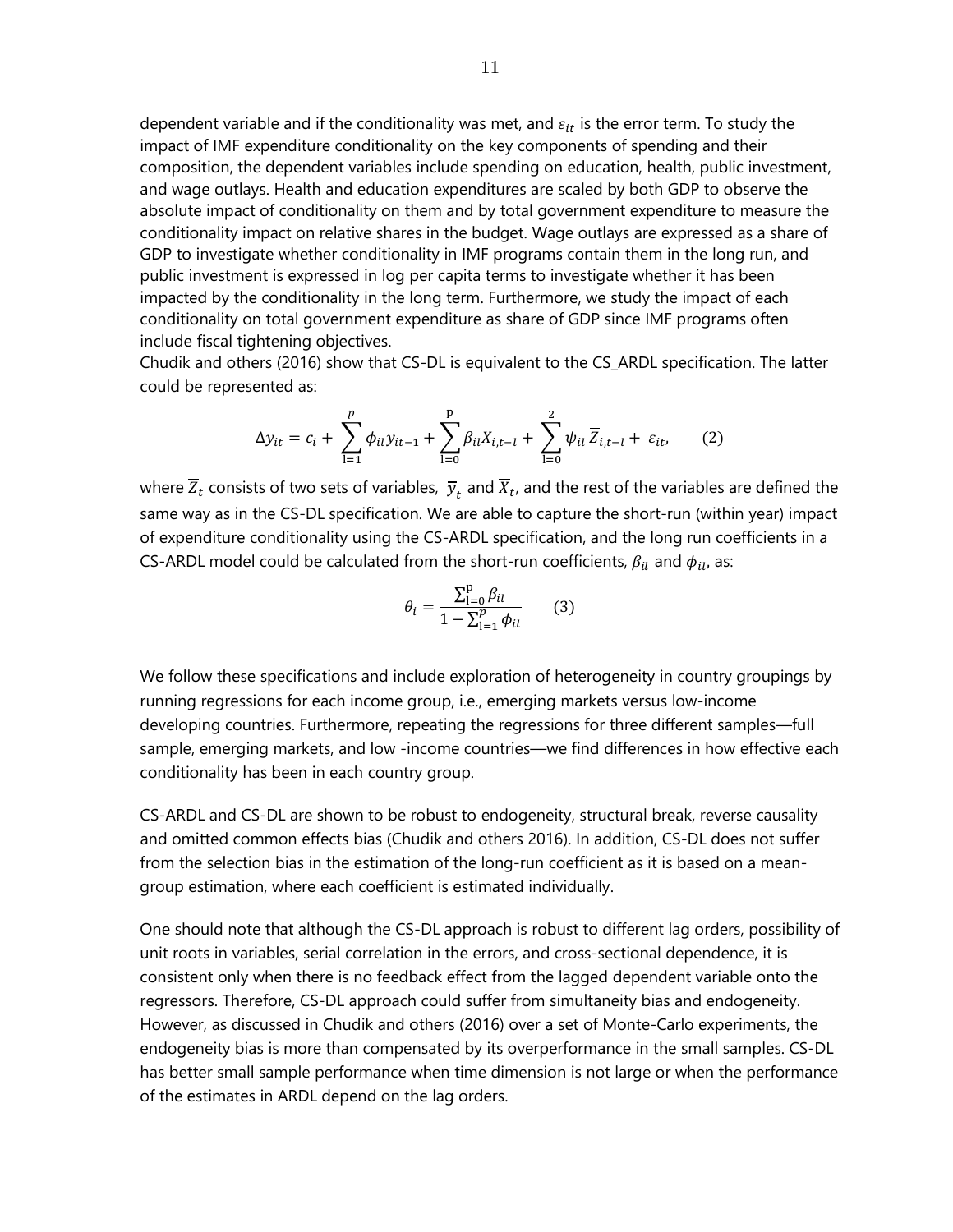dependent variable and if the conditionality was met, and $\varepsilon_{it}$ is the error term. To study the impact of IMF expenditure conditionality on the key components of spending and their composition, the dependent variables include spending on education, health, public investment, and wage outlays. Health and education expenditures are scaled by both GDP to observe the absolute impact of conditionality on them and by total government expenditure to measure the conditionality impact on relative shares in the budget. Wage outlays are expressed as a share of GDP to investigate whether conditionality in IMF programs contain them in the long run, and public investment is expressed in log per capita terms to investigate whether it has been impacted by the conditionality in the long term. Furthermore, we study the impact of each conditionality on total government expenditure as share of GDP since IMF programs often include fiscal tightening objectives.
Chudik and others (2016) show that CS-DL is equivalent to the CS_ARDL specification. The latter could be represented as:

$$\Delta y_{it} = c_i + \sum_{l=1}^{p} \phi_{il} y_{it-1} + \sum_{l=0}^{p} \beta_{il} X_{i,t-l} + \sum_{l=0}^{2} \psi_{il} \overline{Z}_{i,t-l} + \varepsilon_{it}, \qquad (2)$$

where $\overline{Z}_t$ consists of two sets of variables, $\overline{y}_t$ and $\overline{X}_t$, and the rest of the variables are defined the same way as in the CS-DL specification. We are able to capture the short-run (within year) impact of expenditure conditionality using the CS-ARDL specification, and the long run coefficients in a CS-ARDL model could be calculated from the short-run coefficients, $\beta_{il}$ and $\phi_{il}$, as:

$$\theta_i = \frac{\sum_{l=0}^{p} \beta_{il}}{1 - \sum_{l=1}^{p} \phi_{il}} \qquad (3)$$

We follow these specifications and include exploration of heterogeneity in country groupings by running regressions for each income group, i.e., emerging markets versus low-income developing countries. Furthermore, repeating the regressions for three different samples—full sample, emerging markets, and low -income countries—we find differences in how effective each conditionality has been in each country group.

CS-ARDL and CS-DL are shown to be robust to endogeneity, structural break, reverse causality and omitted common effects bias (Chudik and others 2016). In addition, CS-DL does not suffer from the selection bias in the estimation of the long-run coefficient as it is based on a mean-group estimation, where each coefficient is estimated individually.

One should note that although the CS-DL approach is robust to different lag orders, possibility of unit roots in variables, serial correlation in the errors, and cross-sectional dependence, it is consistent only when there is no feedback effect from the lagged dependent variable onto the regressors. Therefore, CS-DL approach could suffer from simultaneity bias and endogeneity. However, as discussed in Chudik and others (2016) over a set of Monte-Carlo experiments, the endogeneity bias is more than compensated by its overperformance in the small samples. CS-DL has better small sample performance when time dimension is not large or when the performance of the estimates in ARDL depend on the lag orders.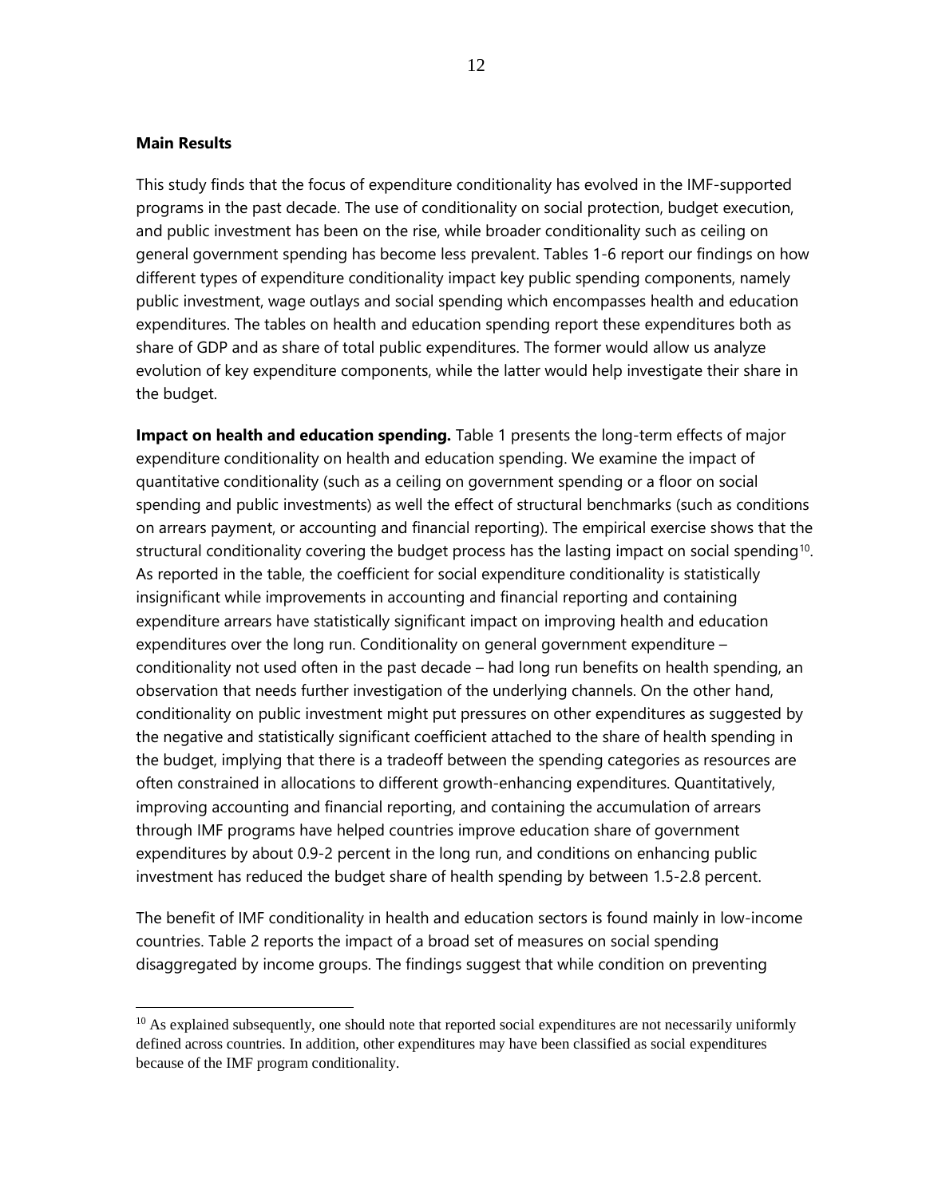**Main Results**

This study finds that the focus of expenditure conditionality has evolved in the IMF-supported programs in the past decade. The use of conditionality on social protection, budget execution, and public investment has been on the rise, while broader conditionality such as ceiling on general government spending has become less prevalent. Tables 1-6 report our findings on how different types of expenditure conditionality impact key public spending components, namely public investment, wage outlays and social spending which encompasses health and education expenditures. The tables on health and education spending report these expenditures both as share of GDP and as share of total public expenditures. The former would allow us analyze evolution of key expenditure components, while the latter would help investigate their share in the budget.

**Impact on health and education spending.** Table 1 presents the long-term effects of major expenditure conditionality on health and education spending. We examine the impact of quantitative conditionality (such as a ceiling on government spending or a floor on social spending and public investments) as well the effect of structural benchmarks (such as conditions on arrears payment, or accounting and financial reporting). The empirical exercise shows that the structural conditionality covering the budget process has the lasting impact on social spending[10]. As reported in the table, the coefficient for social expenditure conditionality is statistically insignificant while improvements in accounting and financial reporting and containing expenditure arrears have statistically significant impact on improving health and education expenditures over the long run. Conditionality on general government expenditure – conditionality not used often in the past decade – had long run benefits on health spending, an observation that needs further investigation of the underlying channels. On the other hand, conditionality on public investment might put pressures on other expenditures as suggested by the negative and statistically significant coefficient attached to the share of health spending in the budget, implying that there is a tradeoff between the spending categories as resources are often constrained in allocations to different growth-enhancing expenditures. Quantitatively, improving accounting and financial reporting, and containing the accumulation of arrears through IMF programs have helped countries improve education share of government expenditures by about 0.9-2 percent in the long run, and conditions on enhancing public investment has reduced the budget share of health spending by between 1.5-2.8 percent.

The benefit of IMF conditionality in health and education sectors is found mainly in low-income countries. Table 2 reports the impact of a broad set of measures on social spending disaggregated by income groups. The findings suggest that while condition on preventing

[10] As explained subsequently, one should note that reported social expenditures are not necessarily uniformly defined across countries. In addition, other expenditures may have been classified as social expenditures because of the IMF program conditionality.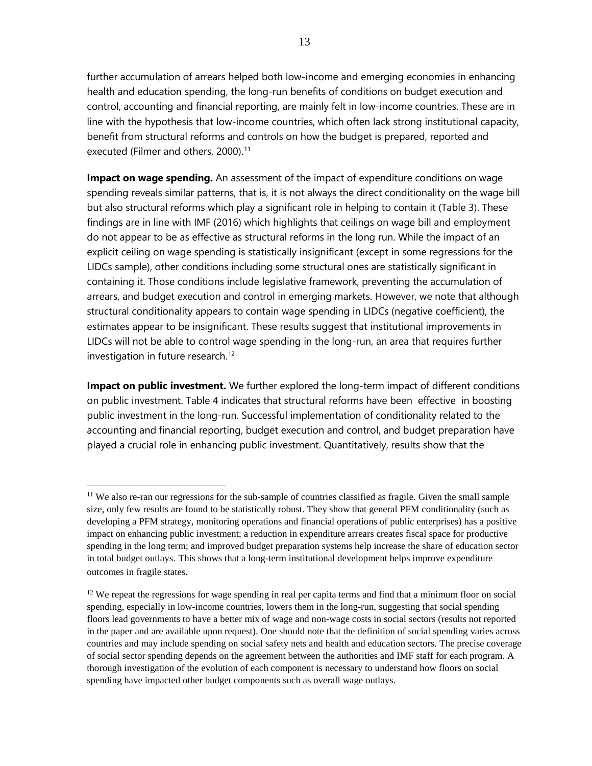further accumulation of arrears helped both low-income and emerging economies in enhancing health and education spending, the long-run benefits of conditions on budget execution and control, accounting and financial reporting, are mainly felt in low-income countries. These are in line with the hypothesis that low-income countries, which often lack strong institutional capacity, benefit from structural reforms and controls on how the budget is prepared, reported and executed (Filmer and others, 2000).[11]

**Impact on wage spending.** An assessment of the impact of expenditure conditions on wage spending reveals similar patterns, that is, it is not always the direct conditionality on the wage bill but also structural reforms which play a significant role in helping to contain it (Table 3). These findings are in line with IMF (2016) which highlights that ceilings on wage bill and employment do not appear to be as effective as structural reforms in the long run. While the impact of an explicit ceiling on wage spending is statistically insignificant (except in some regressions for the LIDCs sample), other conditions including some structural ones are statistically significant in containing it. Those conditions include legislative framework, preventing the accumulation of arrears, and budget execution and control in emerging markets. However, we note that although structural conditionality appears to contain wage spending in LIDCs (negative coefficient), the estimates appear to be insignificant. These results suggest that institutional improvements in LIDCs will not be able to control wage spending in the long-run, an area that requires further investigation in future research.[12]

**Impact on public investment.** We further explored the long-term impact of different conditions on public investment. Table 4 indicates that structural reforms have been effective in boosting public investment in the long-run. Successful implementation of conditionality related to the accounting and financial reporting, budget execution and control, and budget preparation have played a crucial role in enhancing public investment. Quantitatively, results show that the

---

[11] We also re-ran our regressions for the sub-sample of countries classified as fragile. Given the small sample size, only few results are found to be statistically robust. They show that general PFM conditionality (such as developing a PFM strategy, monitoring operations and financial operations of public enterprises) has a positive impact on enhancing public investment; a reduction in expenditure arrears creates fiscal space for productive spending in the long term; and improved budget preparation systems help increase the share of education sector in total budget outlays. This shows that a long-term institutional development helps improve expenditure outcomes in fragile states.

[12] We repeat the regressions for wage spending in real per capita terms and find that a minimum floor on social spending, especially in low-income countries, lowers them in the long-run, suggesting that social spending floors lead governments to have a better mix of wage and non-wage costs in social sectors (results not reported in the paper and are available upon request). One should note that the definition of social spending varies across countries and may include spending on social safety nets and health and education sectors. The precise coverage of social sector spending depends on the agreement between the authorities and IMF staff for each program. A thorough investigation of the evolution of each component is necessary to understand how floors on social spending have impacted other budget components such as overall wage outlays.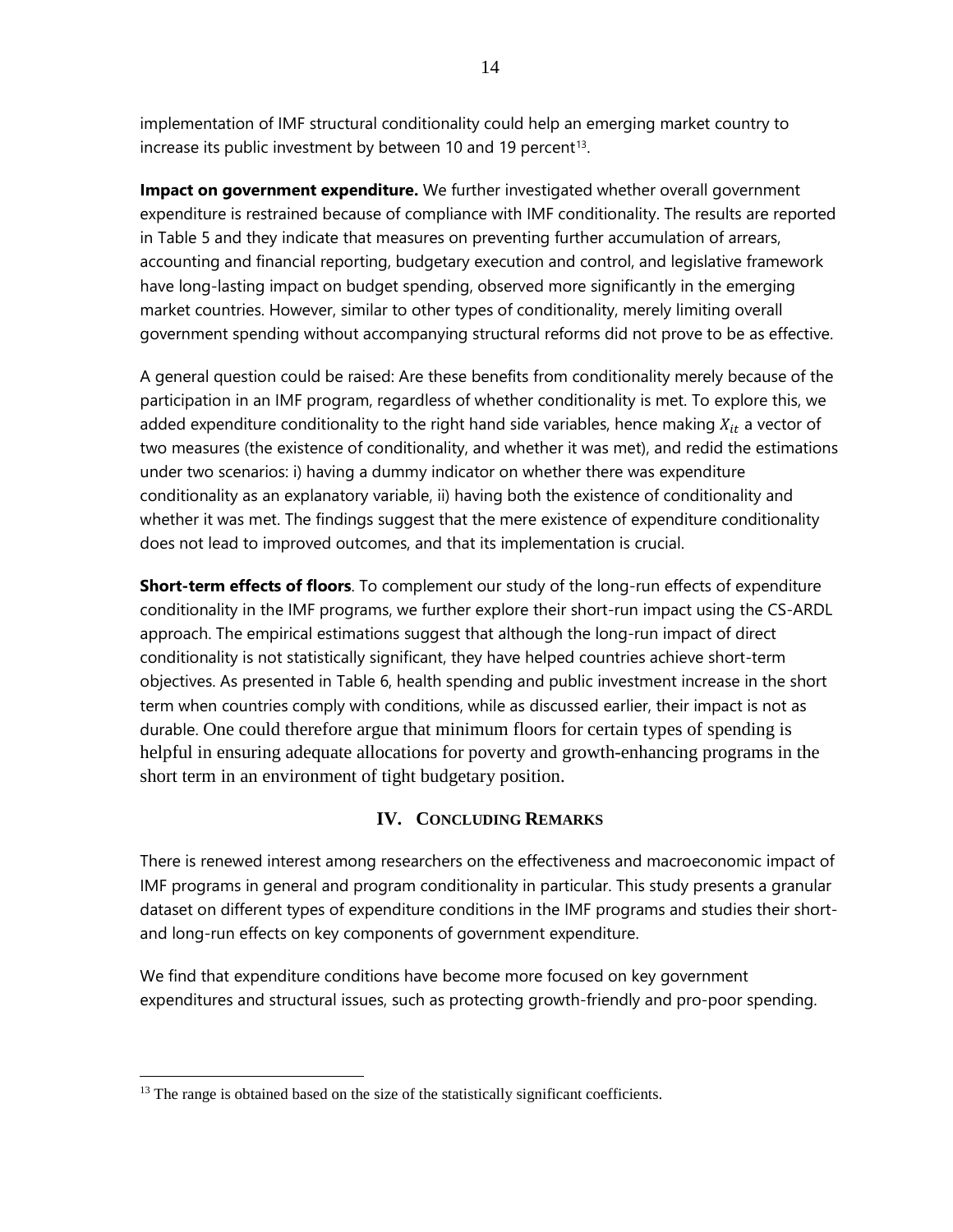implementation of IMF structural conditionality could help an emerging market country to increase its public investment by between 10 and 19 percent[13].

**Impact on government expenditure.** We further investigated whether overall government expenditure is restrained because of compliance with IMF conditionality. The results are reported in Table 5 and they indicate that measures on preventing further accumulation of arrears, accounting and financial reporting, budgetary execution and control, and legislative framework have long-lasting impact on budget spending, observed more significantly in the emerging market countries. However, similar to other types of conditionality, merely limiting overall government spending without accompanying structural reforms did not prove to be as effective.

A general question could be raised: Are these benefits from conditionality merely because of the participation in an IMF program, regardless of whether conditionality is met. To explore this, we added expenditure conditionality to the right hand side variables, hence making $X_{it}$ a vector of two measures (the existence of conditionality, and whether it was met), and redid the estimations under two scenarios: i) having a dummy indicator on whether there was expenditure conditionality as an explanatory variable, ii) having both the existence of conditionality and whether it was met. The findings suggest that the mere existence of expenditure conditionality does not lead to improved outcomes, and that its implementation is crucial.

**Short-term effects of floors**. To complement our study of the long-run effects of expenditure conditionality in the IMF programs, we further explore their short-run impact using the CS-ARDL approach. The empirical estimations suggest that although the long-run impact of direct conditionality is not statistically significant, they have helped countries achieve short-term objectives. As presented in Table 6, health spending and public investment increase in the short term when countries comply with conditions, while as discussed earlier, their impact is not as durable. One could therefore argue that minimum floors for certain types of spending is helpful in ensuring adequate allocations for poverty and growth-enhancing programs in the short term in an environment of tight budgetary position.

## IV. Concluding Remarks

There is renewed interest among researchers on the effectiveness and macroeconomic impact of IMF programs in general and program conditionality in particular. This study presents a granular dataset on different types of expenditure conditions in the IMF programs and studies their short- and long-run effects on key components of government expenditure.

We find that expenditure conditions have become more focused on key government expenditures and structural issues, such as protecting growth-friendly and pro-poor spending.

[13] The range is obtained based on the size of the statistically significant coefficients.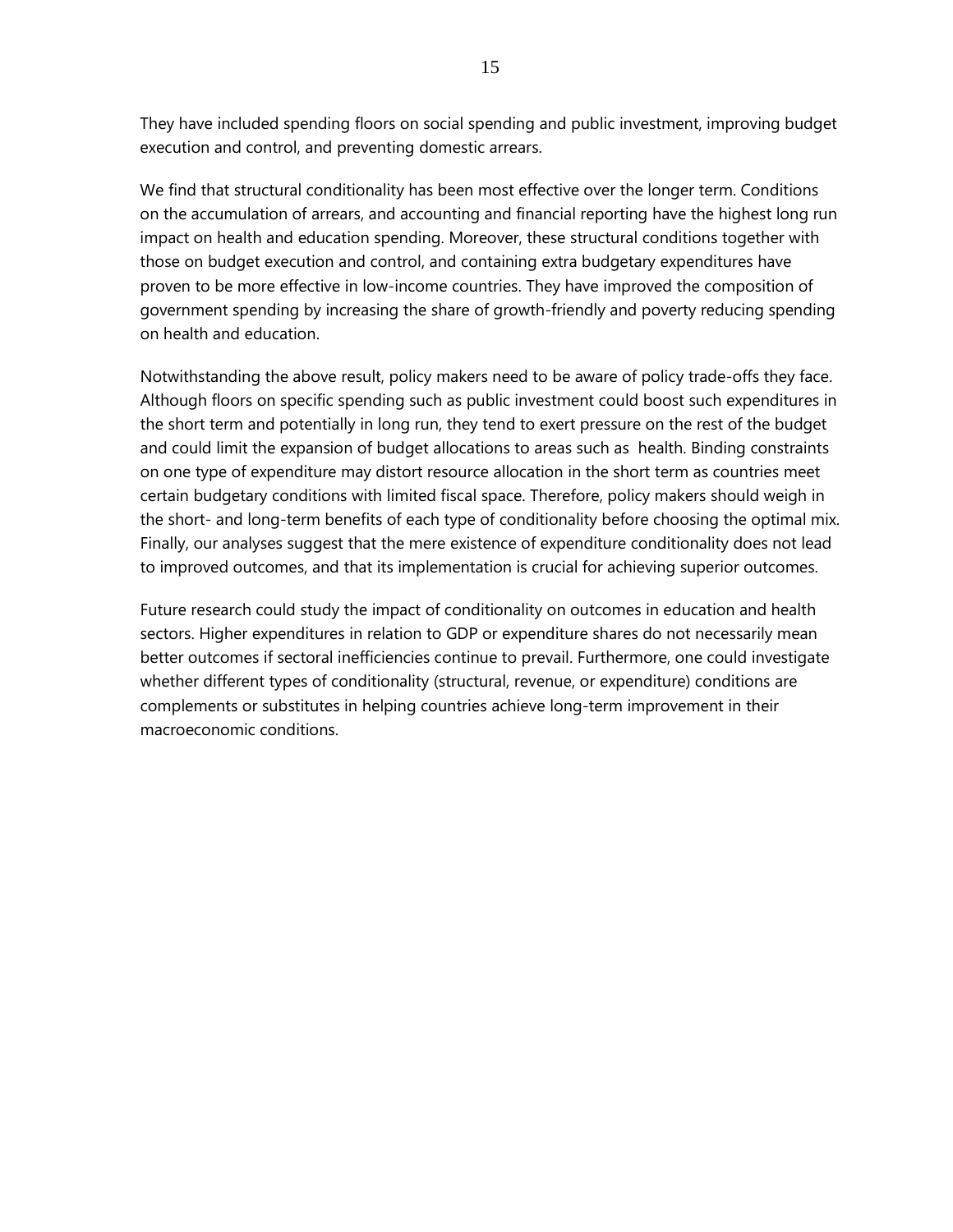They have included spending floors on social spending and public investment, improving budget execution and control, and preventing domestic arrears.

We find that structural conditionality has been most effective over the longer term. Conditions on the accumulation of arrears, and accounting and financial reporting have the highest long run impact on health and education spending. Moreover, these structural conditions together with those on budget execution and control, and containing extra budgetary expenditures have proven to be more effective in low-income countries. They have improved the composition of government spending by increasing the share of growth-friendly and poverty reducing spending on health and education.

Notwithstanding the above result, policy makers need to be aware of policy trade-offs they face. Although floors on specific spending such as public investment could boost such expenditures in the short term and potentially in long run, they tend to exert pressure on the rest of the budget and could limit the expansion of budget allocations to areas such as health. Binding constraints on one type of expenditure may distort resource allocation in the short term as countries meet certain budgetary conditions with limited fiscal space. Therefore, policy makers should weigh in the short- and long-term benefits of each type of conditionality before choosing the optimal mix. Finally, our analyses suggest that the mere existence of expenditure conditionality does not lead to improved outcomes, and that its implementation is crucial for achieving superior outcomes.

Future research could study the impact of conditionality on outcomes in education and health sectors. Higher expenditures in relation to GDP or expenditure shares do not necessarily mean better outcomes if sectoral inefficiencies continue to prevail. Furthermore, one could investigate whether different types of conditionality (structural, revenue, or expenditure) conditions are complements or substitutes in helping countries achieve long-term improvement in their macroeconomic conditions.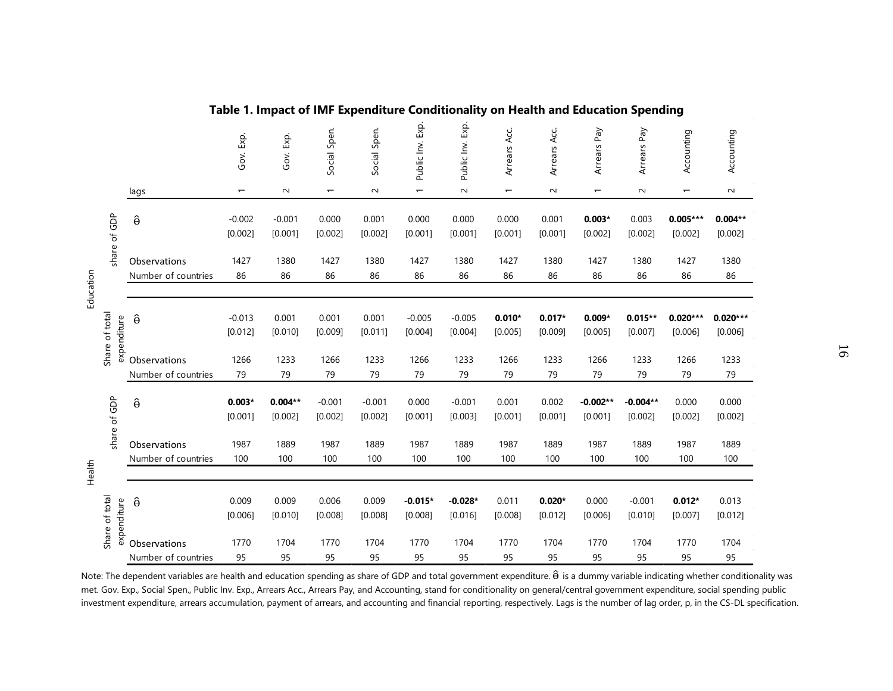**Table 1. Impact of IMF Expenditure Conditionality on Health and Education Spending**

| | | | Gov. Exp. | Gov. Exp. | Social Spen. | Social Spen. | Public Inv. Exp. | Public Inv. Exp. | Arrears Acc. | Arrears Acc. | Arrears Pay | Arrears Pay | Accounting | Accounting |
|---|---|---|---|---|---|---|---|---|---|---|---|---|---|---|
| | | lags | 1 | 2 | 1 | 2 | 1 | 2 | 1 | 2 | 1 | 2 | 1 | 2 |
| Education | share of GDP | $\hat{\theta}$ | -0.002 | -0.001 | 0.000 | 0.001 | 0.000 | 0.000 | 0.000 | 0.001 | **0.003*** | 0.003 | **0.005***** | **0.004**** |
| | | | [0.002] | [0.001] | [0.002] | [0.002] | [0.001] | [0.001] | [0.001] | [0.001] | [0.002] | [0.002] | [0.002] | [0.002] |
| | | Observations | 1427 | 1380 | 1427 | 1380 | 1427 | 1380 | 1427 | 1380 | 1427 | 1380 | 1427 | 1380 |
| | | Number of countries | 86 | 86 | 86 | 86 | 86 | 86 | 86 | 86 | 86 | 86 | 86 | 86 |
| | Share of total expenditure | $\hat{\theta}$ | -0.013 | 0.001 | 0.001 | 0.001 | -0.005 | -0.005 | **0.010*** | **0.017*** | **0.009*** | **0.015**** | **0.020***** | **0.020***** |
| | | | [0.012] | [0.010] | [0.009] | [0.011] | [0.004] | [0.004] | [0.005] | [0.009] | [0.005] | [0.007] | [0.006] | [0.006] |
| | | Observations | 1266 | 1233 | 1266 | 1233 | 1266 | 1233 | 1266 | 1233 | 1266 | 1233 | 1266 | 1233 |
| | | Number of countries | 79 | 79 | 79 | 79 | 79 | 79 | 79 | 79 | 79 | 79 | 79 | 79 |
| Health | share of GDP | $\hat{\theta}$ | **0.003*** | **0.004**** | -0.001 | -0.001 | 0.000 | -0.001 | 0.001 | 0.002 | **-0.002**** | **-0.004**** | 0.000 | 0.000 |
| | | | [0.001] | [0.002] | [0.002] | [0.002] | [0.001] | [0.003] | [0.001] | [0.001] | [0.001] | [0.002] | [0.002] | [0.002] |
| | | Observations | 1987 | 1889 | 1987 | 1889 | 1987 | 1889 | 1987 | 1889 | 1987 | 1889 | 1987 | 1889 |
| | | Number of countries | 100 | 100 | 100 | 100 | 100 | 100 | 100 | 100 | 100 | 100 | 100 | 100 |
| | Share of total expenditure | $\hat{\theta}$ | 0.009 | 0.009 | 0.006 | 0.009 | **-0.015*** | **-0.028*** | 0.011 | **0.020*** | 0.000 | -0.001 | **0.012*** | 0.013 |
| | | | [0.006] | [0.010] | [0.008] | [0.008] | [0.008] | [0.016] | [0.008] | [0.012] | [0.006] | [0.010] | [0.007] | [0.012] |
| | | Observations | 1770 | 1704 | 1770 | 1704 | 1770 | 1704 | 1770 | 1704 | 1770 | 1704 | 1770 | 1704 |
| | | Number of countries | 95 | 95 | 95 | 95 | 95 | 95 | 95 | 95 | 95 | 95 | 95 | 95 |

Note: The dependent variables are health and education spending as share of GDP and total government expenditure. $\hat{\theta}$ is a dummy variable indicating whether conditionality was met. Gov. Exp., Social Spen., Public Inv. Exp., Arrears Acc., Arrears Pay, and Accounting, stand for conditionality on general/central government expenditure, social spending public investment expenditure, arrears accumulation, payment of arrears, and accounting and financial reporting, respectively. Lags is the number of lag order, p, in the CS-DL specification.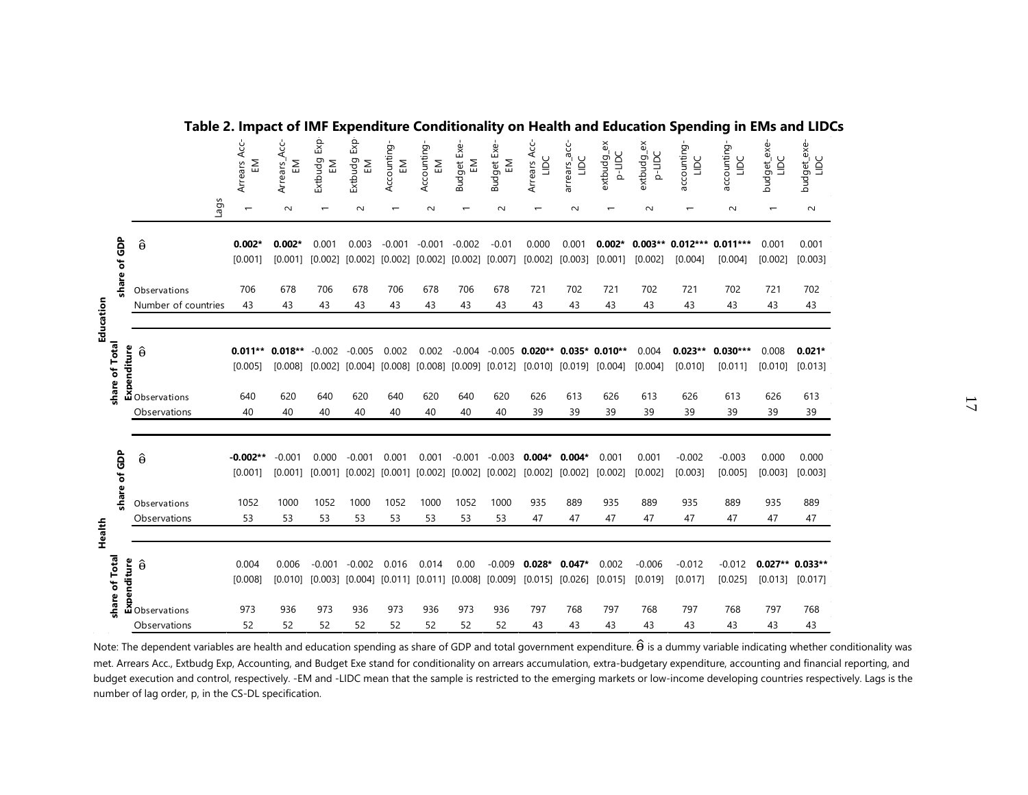## Table 2. Impact of IMF Expenditure Conditionality on Health and Education Spending in EMs and LIDCs

| | | | Arrears Acc-EM | Arrears_Acc-EM | Extbudg Exp-EM | Extbudg Exp-EM | Accounting-EM | Accounting-EM | Budget Exe-EM | Budget Exe-EM | Arrears Acc-LIDC | arrears_acc-LIDC | extbudg_exp-LIDC | extbudg_exp-LIDC | accounting-LIDC | accounting-LIDC | budget_exe-LIDC | budget_exe-LIDC |
|---|---|---|---|---|---|---|---|---|---|---|---|---|---|---|---|---|---|---|
| | | Lags | 1 | 2 | 1 | 2 | 1 | 2 | 1 | 2 | 1 | 2 | 1 | 2 | 1 | 2 | 1 | 2 |
| Education | share of GDP | $\hat{\theta}$ | **0.002*** | **0.002*** | 0.001 | 0.003 | -0.001 | -0.001 | -0.002 | -0.01 | 0.000 | 0.001 | **0.002*** | **0.003**** | **0.012***** | **0.011***** | 0.001 | 0.001 |
| | | | [0.001] | [0.001] | [0.002] | [0.002] | [0.002] | [0.002] | [0.002] | [0.007] | [0.002] | [0.003] | [0.001] | [0.002] | [0.004] | [0.004] | [0.002] | [0.003] |
| | | Observations | 706 | 678 | 706 | 678 | 706 | 678 | 706 | 678 | 721 | 702 | 721 | 702 | 721 | 702 | 721 | 702 |
| | | Number of countries | 43 | 43 | 43 | 43 | 43 | 43 | 43 | 43 | 43 | 43 | 43 | 43 | 43 | 43 | 43 | 43 |
| | share of Total Expenditure | $\hat{\theta}$ | **0.011**** | **0.018**** | -0.002 | -0.005 | 0.002 | 0.002 | -0.004 | -0.005 | **0.020**** | **0.035*** | **0.010**** | 0.004 | **0.023**** | **0.030***** | 0.008 | **0.021*** |
| | | | [0.005] | [0.008] | [0.002] | [0.004] | [0.008] | [0.008] | [0.009] | [0.012] | [0.010] | [0.019] | [0.004] | [0.004] | [0.010] | [0.011] | [0.010] | [0.013] |
| | | Observations | 640 | 620 | 640 | 620 | 640 | 620 | 640 | 620 | 626 | 613 | 626 | 613 | 626 | 613 | 626 | 613 |
| | | Observations | 40 | 40 | 40 | 40 | 40 | 40 | 40 | 40 | 39 | 39 | 39 | 39 | 39 | 39 | 39 | 39 |
| Health | share of GDP | $\hat{\theta}$ | **-0.002**** | -0.001 | 0.000 | -0.001 | 0.001 | 0.001 | -0.001 | -0.003 | **0.004*** | **0.004*** | 0.001 | 0.001 | -0.002 | -0.003 | 0.000 | 0.000 |
| | | | [0.001] | [0.001] | [0.001] | [0.002] | [0.001] | [0.002] | [0.002] | [0.002] | [0.002] | [0.002] | [0.002] | [0.002] | [0.003] | [0.005] | [0.003] | [0.003] |
| | | Observations | 1052 | 1000 | 1052 | 1000 | 1052 | 1000 | 1052 | 1000 | 935 | 889 | 935 | 889 | 935 | 889 | 935 | 889 |
| | | Observations | 53 | 53 | 53 | 53 | 53 | 53 | 53 | 53 | 47 | 47 | 47 | 47 | 47 | 47 | 47 | 47 |
| | share of Total Expenditure | $\hat{\theta}$ | 0.004 | 0.006 | -0.001 | -0.002 | 0.016 | 0.014 | 0.00 | -0.009 | **0.028*** | **0.047*** | 0.002 | -0.006 | -0.012 | -0.012 | **0.027**** | **0.033**** |
| | | | [0.008] | [0.010] | [0.003] | [0.004] | [0.011] | [0.011] | [0.008] | [0.009] | [0.015] | [0.026] | [0.015] | [0.019] | [0.017] | [0.025] | [0.013] | [0.017] |
| | | Observations | 973 | 936 | 973 | 936 | 973 | 936 | 973 | 936 | 797 | 768 | 797 | 768 | 797 | 768 | 797 | 768 |
| | | Observations | 52 | 52 | 52 | 52 | 52 | 52 | 52 | 52 | 43 | 43 | 43 | 43 | 43 | 43 | 43 | 43 |

Note: The dependent variables are health and education spending as share of GDP and total government expenditure. $\hat{\theta}$ is a dummy variable indicating whether conditionality was met. Arrears Acc., Extbudg Exp, Accounting, and Budget Exe stand for conditionality on arrears accumulation, extra-budgetary expenditure, accounting and financial reporting, and budget execution and control, respectively. -EM and -LIDC mean that the sample is restricted to the emerging markets or low-income developing countries respectively. Lags is the number of lag order, p, in the CS-DL specification.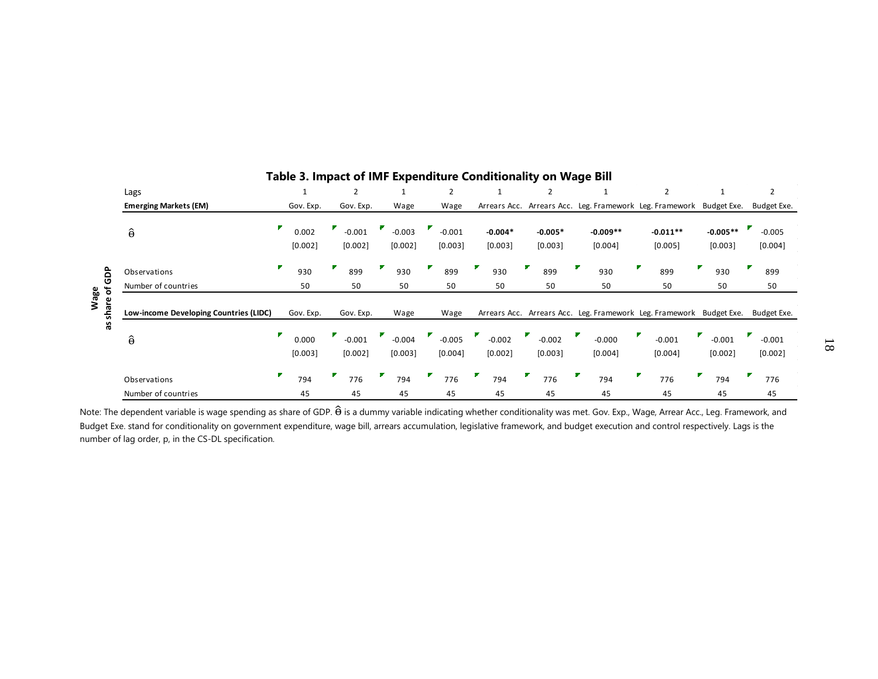**Table 3. Impact of IMF Expenditure Conditionality on Wage Bill**

Wage as share of GDP

| Lags | 1 | 2 | 1 | 2 | 1 | 2 | 1 | 2 | 1 | 2 |
|---|---|---|---|---|---|---|---|---|---|---|
| **Emerging Markets (EM)** | Gov. Exp. | Gov. Exp. | Wage | Wage | Arrears Acc. | Arrears Acc. | Leg. Framework | Leg. Framework | Budget Exe. | Budget Exe. |
| $\hat{\theta}$ | 0.002 | -0.001 | -0.003 | -0.001 | **-0.004*** | **-0.005*** | **-0.009**** | **-0.011**** | **-0.005**** | -0.005 |
| | [0.002] | [0.002] | [0.002] | [0.003] | [0.003] | [0.003] | [0.004] | [0.005] | [0.003] | [0.004] |
| Observations | 930 | 899 | 930 | 899 | 930 | 899 | 930 | 899 | 930 | 899 |
| Number of countries | 50 | 50 | 50 | 50 | 50 | 50 | 50 | 50 | 50 | 50 |
| **Low-income Developing Countries (LIDC)** | Gov. Exp. | Gov. Exp. | Wage | Wage | Arrears Acc. | Arrears Acc. | Leg. Framework | Leg. Framework | Budget Exe. | Budget Exe. |
| $\hat{\theta}$ | 0.000 | -0.001 | -0.004 | -0.005 | -0.002 | -0.002 | -0.000 | -0.001 | -0.001 | -0.001 |
| | [0.003] | [0.002] | [0.003] | [0.004] | [0.002] | [0.003] | [0.004] | [0.004] | [0.002] | [0.002] |
| Observations | 794 | 776 | 794 | 776 | 794 | 776 | 794 | 776 | 794 | 776 |
| Number of countries | 45 | 45 | 45 | 45 | 45 | 45 | 45 | 45 | 45 | 45 |

Note: The dependent variable is wage spending as share of GDP. $\hat{\theta}$ is a dummy variable indicating whether conditionality was met. Gov. Exp., Wage, Arrear Acc., Leg. Framework, and Budget Exe. stand for conditionality on government expenditure, wage bill, arrears accumulation, legislative framework, and budget execution and control respectively. Lags is the number of lag order, p, in the CS-DL specification.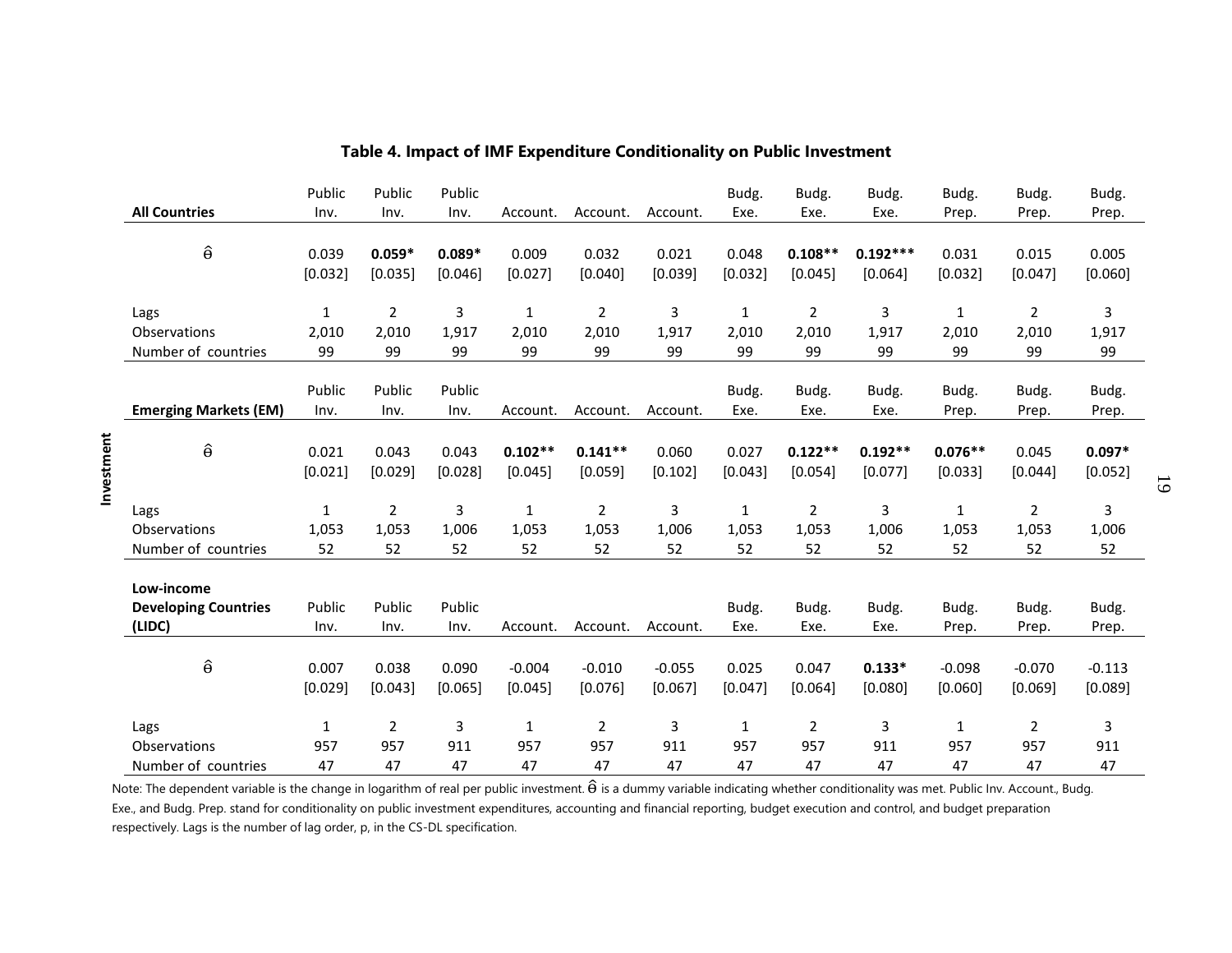**Table 4. Impact of IMF Expenditure Conditionality on Public Investment**

| All Countries | Public Inv. | Public Inv. | Public Inv. | Account. | Account. | Account. | Budg. Exe. | Budg. Exe. | Budg. Exe. | Budg. Prep. | Budg. Prep. | Budg. Prep. |
|---|---|---|---|---|---|---|---|---|---|---|---|---|
| $\hat{\theta}$ | 0.039 | **0.059*** | **0.089*** | 0.009 | 0.032 | 0.021 | 0.048 | **0.108**** | **0.192***** | 0.031 | 0.015 | 0.005 |
| | [0.032] | [0.035] | [0.046] | [0.027] | [0.040] | [0.039] | [0.032] | [0.045] | [0.064] | [0.032] | [0.047] | [0.060] |
| Lags | 1 | 2 | 3 | 1 | 2 | 3 | 1 | 2 | 3 | 1 | 2 | 3 |
| Observations | 2,010 | 2,010 | 1,917 | 2,010 | 2,010 | 1,917 | 2,010 | 2,010 | 1,917 | 2,010 | 2,010 | 1,917 |
| Number of countries | 99 | 99 | 99 | 99 | 99 | 99 | 99 | 99 | 99 | 99 | 99 | 99 |
| **Emerging Markets (EM)** | Public Inv. | Public Inv. | Public Inv. | Account. | Account. | Account. | Budg. Exe. | Budg. Exe. | Budg. Exe. | Budg. Prep. | Budg. Prep. | Budg. Prep. |
| $\hat{\theta}$ | 0.021 | 0.043 | 0.043 | **0.102**** | **0.141**** | 0.060 | 0.027 | **0.122**** | **0.192**** | **0.076**** | 0.045 | **0.097*** |
| | [0.021] | [0.029] | [0.028] | [0.045] | [0.059] | [0.102] | [0.043] | [0.054] | [0.077] | [0.033] | [0.044] | [0.052] |
| Lags | 1 | 2 | 3 | 1 | 2 | 3 | 1 | 2 | 3 | 1 | 2 | 3 |
| Observations | 1,053 | 1,053 | 1,006 | 1,053 | 1,053 | 1,006 | 1,053 | 1,053 | 1,006 | 1,053 | 1,053 | 1,006 |
| Number of countries | 52 | 52 | 52 | 52 | 52 | 52 | 52 | 52 | 52 | 52 | 52 | 52 |
| **Low-income Developing Countries (LIDC)** | Public Inv. | Public Inv. | Public Inv. | Account. | Account. | Account. | Budg. Exe. | Budg. Exe. | Budg. Exe. | Budg. Prep. | Budg. Prep. | Budg. Prep. |
| $\hat{\theta}$ | 0.007 | 0.038 | 0.090 | -0.004 | -0.010 | -0.055 | 0.025 | 0.047 | **0.133*** | -0.098 | -0.070 | -0.113 |
| | [0.029] | [0.043] | [0.065] | [0.045] | [0.076] | [0.067] | [0.047] | [0.064] | [0.080] | [0.060] | [0.069] | [0.089] |
| Lags | 1 | 2 | 3 | 1 | 2 | 3 | 1 | 2 | 3 | 1 | 2 | 3 |
| Observations | 957 | 957 | 911 | 957 | 957 | 911 | 957 | 957 | 911 | 957 | 957 | 911 |
| Number of countries | 47 | 47 | 47 | 47 | 47 | 47 | 47 | 47 | 47 | 47 | 47 | 47 |

Note: The dependent variable is the change in logarithm of real per public investment. $\hat{\theta}$ is a dummy variable indicating whether conditionality was met. Public Inv. Account., Budg. Exe., and Budg. Prep. stand for conditionality on public investment expenditures, accounting and financial reporting, budget execution and control, and budget preparation respectively. Lags is the number of lag order, p, in the CS-DL specification.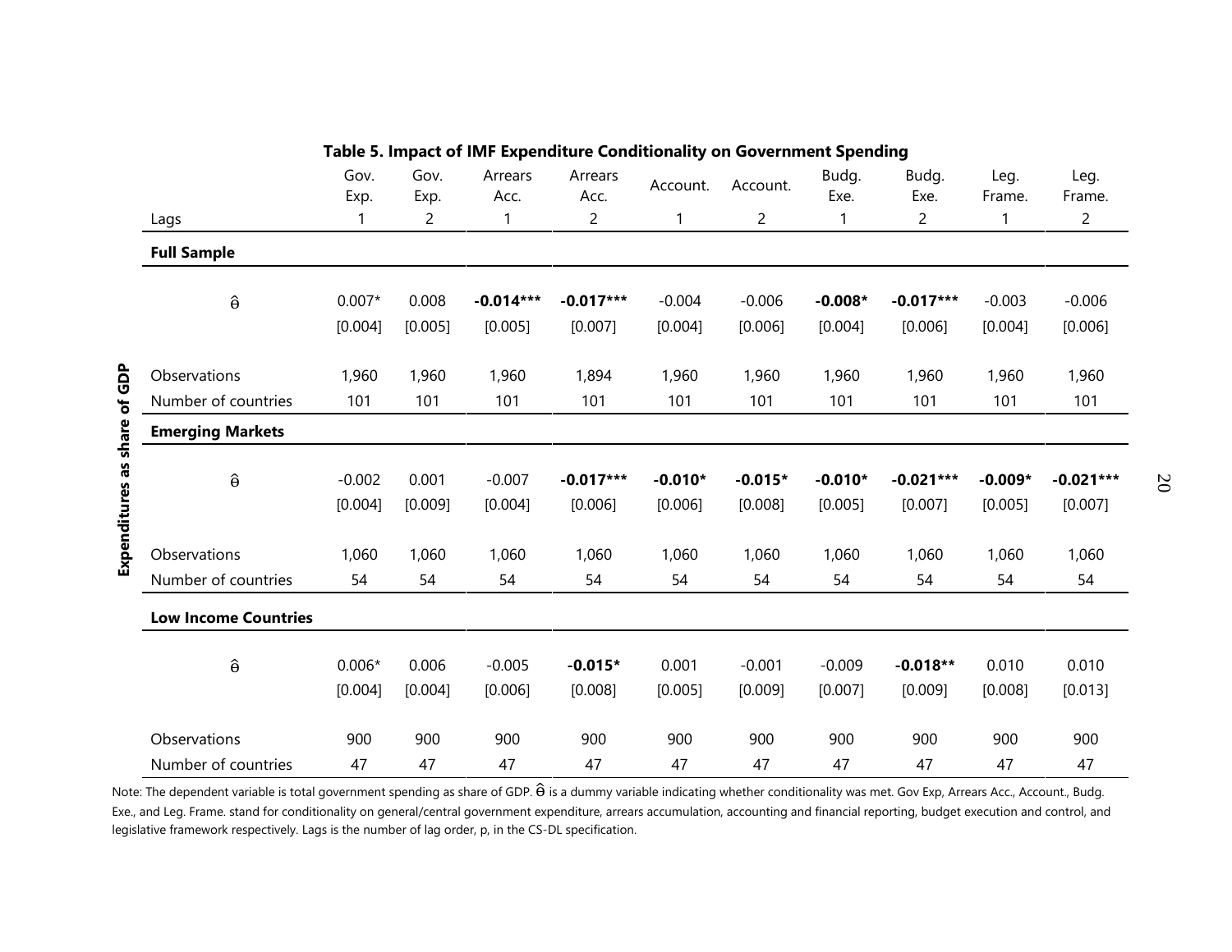**Table 5. Impact of IMF Expenditure Conditionality on Government Spending**

| Expenditures as share of GDP | Gov. Exp. | Gov. Exp. | Arrears Acc. | Arrears Acc. | Account. | Account. | Budg. Exe. | Budg. Exe. | Leg. Frame. | Leg. Frame. |
|---|---|---|---|---|---|---|---|---|---|---|
| Lags | 1 | 2 | 1 | 2 | 1 | 2 | 1 | 2 | 1 | 2 |
| **Full Sample** | | | | | | | | | | |
| $\hat{\theta}$ | 0.007* | 0.008 | **-0.014***** | **-0.017***** | -0.004 | -0.006 | **-0.008*** | **-0.017***** | -0.003 | -0.006 |
| | [0.004] | [0.005] | [0.005] | [0.007] | [0.004] | [0.006] | [0.004] | [0.006] | [0.004] | [0.006] |
| Observations | 1,960 | 1,960 | 1,960 | 1,894 | 1,960 | 1,960 | 1,960 | 1,960 | 1,960 | 1,960 |
| Number of countries | 101 | 101 | 101 | 101 | 101 | 101 | 101 | 101 | 101 | 101 |
| **Emerging Markets** | | | | | | | | | | |
| $\hat{\theta}$ | -0.002 | 0.001 | -0.007 | **-0.017***** | **-0.010*** | **-0.015*** | **-0.010*** | **-0.021***** | **-0.009*** | **-0.021***** |
| | [0.004] | [0.009] | [0.004] | [0.006] | [0.006] | [0.008] | [0.005] | [0.007] | [0.005] | [0.007] |
| Observations | 1,060 | 1,060 | 1,060 | 1,060 | 1,060 | 1,060 | 1,060 | 1,060 | 1,060 | 1,060 |
| Number of countries | 54 | 54 | 54 | 54 | 54 | 54 | 54 | 54 | 54 | 54 |
| **Low Income Countries** | | | | | | | | | | |
| $\hat{\theta}$ | 0.006* | 0.006 | -0.005 | **-0.015*** | 0.001 | -0.001 | -0.009 | **-0.018**** | 0.010 | 0.010 |
| | [0.004] | [0.004] | [0.006] | [0.008] | [0.005] | [0.009] | [0.007] | [0.009] | [0.008] | [0.013] |
| Observations | 900 | 900 | 900 | 900 | 900 | 900 | 900 | 900 | 900 | 900 |
| Number of countries | 47 | 47 | 47 | 47 | 47 | 47 | 47 | 47 | 47 | 47 |

Note: The dependent variable is total government spending as share of GDP. $\hat{\theta}$ is a dummy variable indicating whether conditionality was met. Gov Exp, Arrears Acc., Account., Budg. Exe., and Leg. Frame. stand for conditionality on general/central government expenditure, arrears accumulation, accounting and financial reporting, budget execution and control, and legislative framework respectively. Lags is the number of lag order, p, in the CS-DL specification.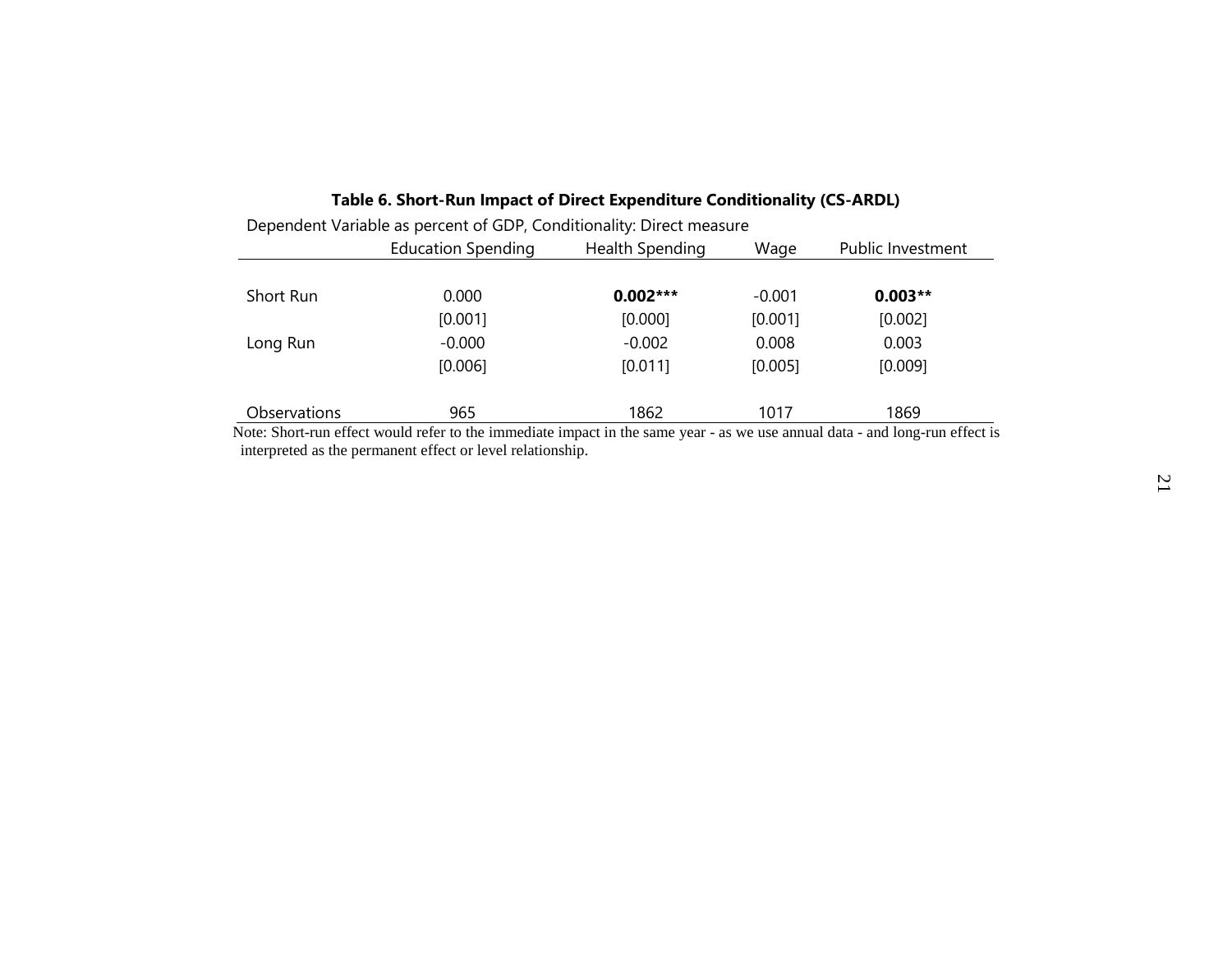**Table 6. Short-Run Impact of Direct Expenditure Conditionality (CS-ARDL)**

Dependent Variable as percent of GDP, Conditionality: Direct measure

| | Education Spending | Health Spending | Wage | Public Investment |
|---|---|---|---|---|
| Short Run | 0.000 | **0.002*** ** | -0.001 | **0.003** ** |
| | [0.001] | [0.000] | [0.001] | [0.002] |
| Long Run | -0.000 | -0.002 | 0.008 | 0.003 |
| | [0.006] | [0.011] | [0.005] | [0.009] |
| Observations | 965 | 1862 | 1017 | 1869 |

Note: Short-run effect would refer to the immediate impact in the same year - as we use annual data - and long-run effect is interpreted as the permanent effect or level relationship.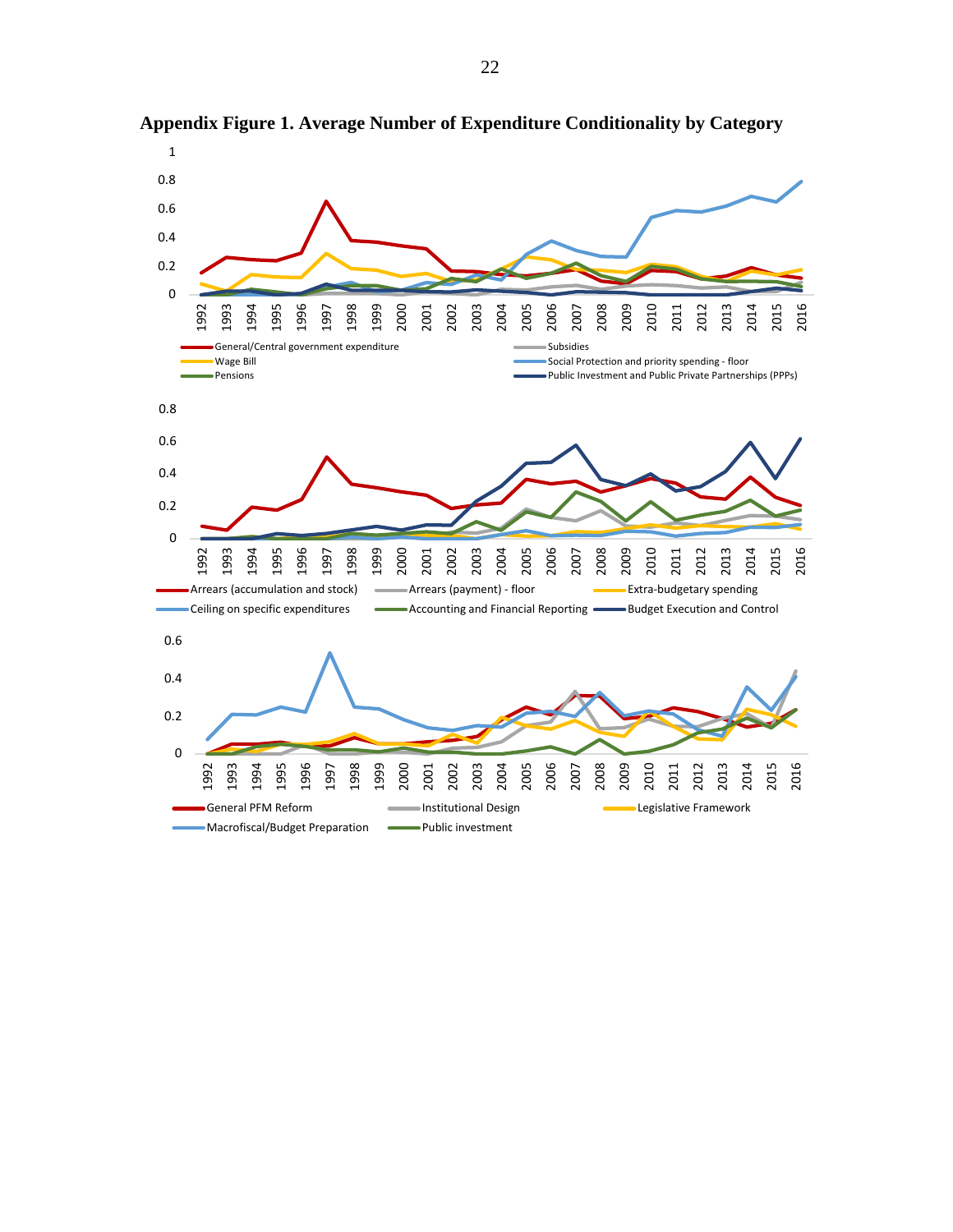**Appendix Figure 1. Average Number of Expenditure Conditionality by Category**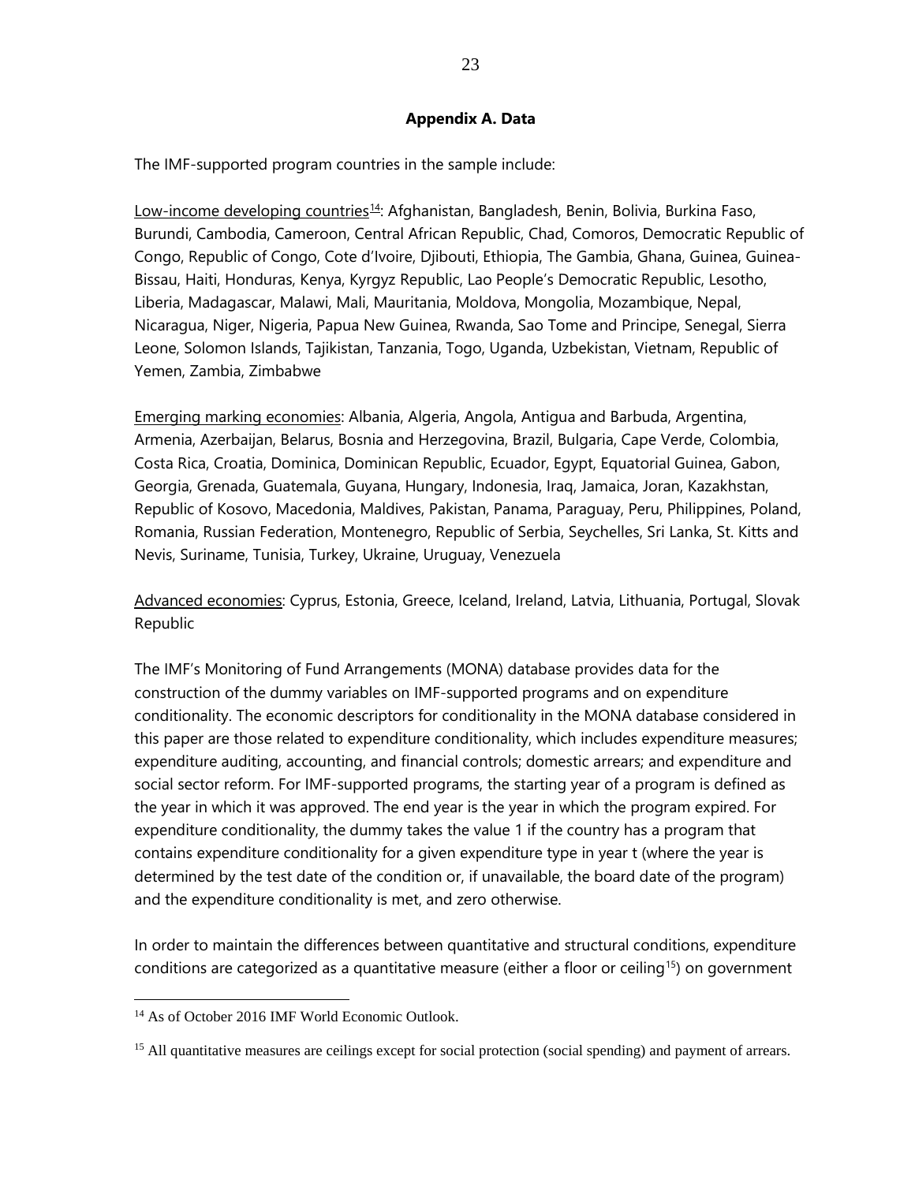## Appendix A. Data

The IMF-supported program countries in the sample include:

Low-income developing countries[14]: Afghanistan, Bangladesh, Benin, Bolivia, Burkina Faso, Burundi, Cambodia, Cameroon, Central African Republic, Chad, Comoros, Democratic Republic of Congo, Republic of Congo, Cote d'Ivoire, Djibouti, Ethiopia, The Gambia, Ghana, Guinea, Guinea-Bissau, Haiti, Honduras, Kenya, Kyrgyz Republic, Lao People's Democratic Republic, Lesotho, Liberia, Madagascar, Malawi, Mali, Mauritania, Moldova, Mongolia, Mozambique, Nepal, Nicaragua, Niger, Nigeria, Papua New Guinea, Rwanda, Sao Tome and Principe, Senegal, Sierra Leone, Solomon Islands, Tajikistan, Tanzania, Togo, Uganda, Uzbekistan, Vietnam, Republic of Yemen, Zambia, Zimbabwe

Emerging marking economies: Albania, Algeria, Angola, Antigua and Barbuda, Argentina, Armenia, Azerbaijan, Belarus, Bosnia and Herzegovina, Brazil, Bulgaria, Cape Verde, Colombia, Costa Rica, Croatia, Dominica, Dominican Republic, Ecuador, Egypt, Equatorial Guinea, Gabon, Georgia, Grenada, Guatemala, Guyana, Hungary, Indonesia, Iraq, Jamaica, Joran, Kazakhstan, Republic of Kosovo, Macedonia, Maldives, Pakistan, Panama, Paraguay, Peru, Philippines, Poland, Romania, Russian Federation, Montenegro, Republic of Serbia, Seychelles, Sri Lanka, St. Kitts and Nevis, Suriname, Tunisia, Turkey, Ukraine, Uruguay, Venezuela

Advanced economies: Cyprus, Estonia, Greece, Iceland, Ireland, Latvia, Lithuania, Portugal, Slovak Republic

The IMF's Monitoring of Fund Arrangements (MONA) database provides data for the construction of the dummy variables on IMF-supported programs and on expenditure conditionality. The economic descriptors for conditionality in the MONA database considered in this paper are those related to expenditure conditionality, which includes expenditure measures; expenditure auditing, accounting, and financial controls; domestic arrears; and expenditure and social sector reform. For IMF-supported programs, the starting year of a program is defined as the year in which it was approved. The end year is the year in which the program expired. For expenditure conditionality, the dummy takes the value 1 if the country has a program that contains expenditure conditionality for a given expenditure type in year t (where the year is determined by the test date of the condition or, if unavailable, the board date of the program) and the expenditure conditionality is met, and zero otherwise.

In order to maintain the differences between quantitative and structural conditions, expenditure conditions are categorized as a quantitative measure (either a floor or ceiling[15]) on government

[14] As of October 2016 IMF World Economic Outlook.

[15] All quantitative measures are ceilings except for social protection (social spending) and payment of arrears.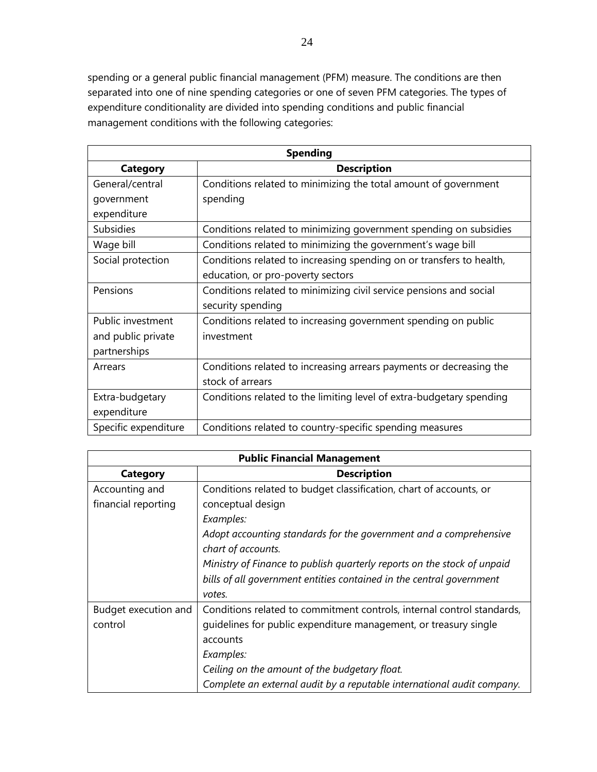spending or a general public financial management (PFM) measure. The conditions are then separated into one of nine spending categories or one of seven PFM categories. The types of expenditure conditionality are divided into spending conditions and public financial management conditions with the following categories:

| **Spending** | |
|---|---|
| **Category** | **Description** |
| General/central government expenditure | Conditions related to minimizing the total amount of government spending |
| Subsidies | Conditions related to minimizing government spending on subsidies |
| Wage bill | Conditions related to minimizing the government's wage bill |
| Social protection | Conditions related to increasing spending on or transfers to health, education, or pro-poverty sectors |
| Pensions | Conditions related to minimizing civil service pensions and social security spending |
| Public investment and public private partnerships | Conditions related to increasing government spending on public investment |
| Arrears | Conditions related to increasing arrears payments or decreasing the stock of arrears |
| Extra-budgetary expenditure | Conditions related to the limiting level of extra-budgetary spending |
| Specific expenditure | Conditions related to country-specific spending measures |

| **Public Financial Management** | |
|---|---|
| **Category** | **Description** |
| Accounting and financial reporting | Conditions related to budget classification, chart of accounts, or conceptual design<br>*Examples:*<br>*Adopt accounting standards for the government and a comprehensive chart of accounts.*<br>*Ministry of Finance to publish quarterly reports on the stock of unpaid bills of all government entities contained in the central government votes.* |
| Budget execution and control | Conditions related to commitment controls, internal control standards, guidelines for public expenditure management, or treasury single accounts<br>*Examples:*<br>*Ceiling on the amount of the budgetary float.*<br>*Complete an external audit by a reputable international audit company.* |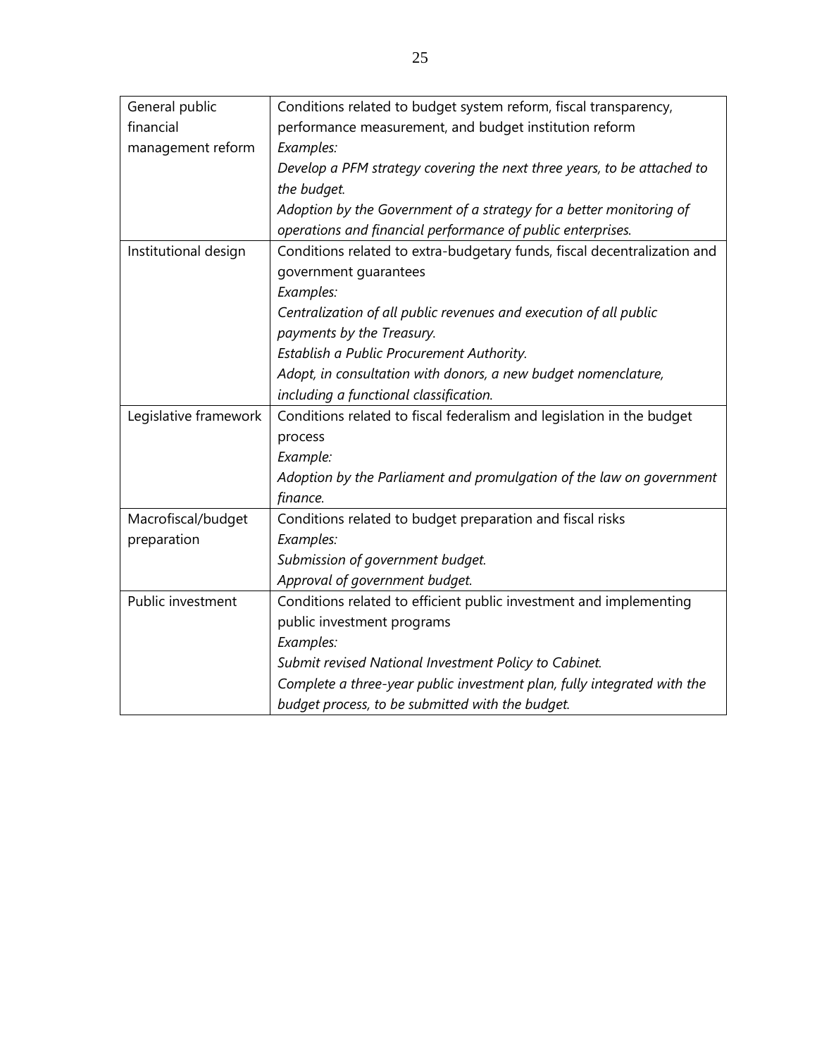| | |
|---|---|
| General public financial management reform | Conditions related to budget system reform, fiscal transparency, performance measurement, and budget institution reform<br>*Examples:*<br>*Develop a PFM strategy covering the next three years, to be attached to the budget.*<br>*Adoption by the Government of a strategy for a better monitoring of operations and financial performance of public enterprises.* |
| Institutional design | Conditions related to extra-budgetary funds, fiscal decentralization and government guarantees<br>*Examples:*<br>*Centralization of all public revenues and execution of all public payments by the Treasury.*<br>*Establish a Public Procurement Authority.*<br>*Adopt, in consultation with donors, a new budget nomenclature, including a functional classification.* |
| Legislative framework | Conditions related to fiscal federalism and legislation in the budget process<br>*Example:*<br>*Adoption by the Parliament and promulgation of the law on government finance.* |
| Macrofiscal/budget preparation | Conditions related to budget preparation and fiscal risks<br>*Examples:*<br>*Submission of government budget.*<br>*Approval of government budget.* |
| Public investment | Conditions related to efficient public investment and implementing public investment programs<br>*Examples:*<br>*Submit revised National Investment Policy to Cabinet.*<br>*Complete a three-year public investment plan, fully integrated with the budget process, to be submitted with the budget.* |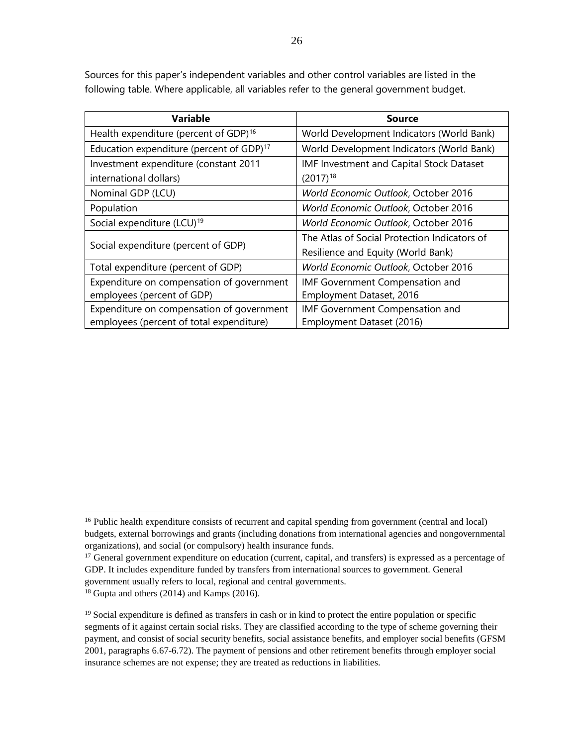Sources for this paper's independent variables and other control variables are listed in the following table. Where applicable, all variables refer to the general government budget.

| Variable | Source |
| --- | --- |
| Health expenditure (percent of GDP)[16] | World Development Indicators (World Bank) |
| Education expenditure (percent of GDP)[17] | World Development Indicators (World Bank) |
| Investment expenditure (constant 2011 international dollars) | IMF Investment and Capital Stock Dataset (2017)[18] |
| Nominal GDP (LCU) | *World Economic Outlook*, October 2016 |
| Population | *World Economic Outlook*, October 2016 |
| Social expenditure (LCU)[19] | *World Economic Outlook*, October 2016 |
| Social expenditure (percent of GDP) | The Atlas of Social Protection Indicators of Resilience and Equity (World Bank) |
| Total expenditure (percent of GDP) | *World Economic Outlook*, October 2016 |
| Expenditure on compensation of government employees (percent of GDP) | IMF Government Compensation and Employment Dataset, 2016 |
| Expenditure on compensation of government employees (percent of total expenditure) | IMF Government Compensation and Employment Dataset (2016) |

[16] Public health expenditure consists of recurrent and capital spending from government (central and local) budgets, external borrowings and grants (including donations from international agencies and nongovernmental organizations), and social (or compulsory) health insurance funds.

[17] General government expenditure on education (current, capital, and transfers) is expressed as a percentage of GDP. It includes expenditure funded by transfers from international sources to government. General government usually refers to local, regional and central governments.

[18] Gupta and others (2014) and Kamps (2016).

[19] Social expenditure is defined as transfers in cash or in kind to protect the entire population or specific segments of it against certain social risks. They are classified according to the type of scheme governing their payment, and consist of social security benefits, social assistance benefits, and employer social benefits (GFSM 2001, paragraphs 6.67-6.72). The payment of pensions and other retirement benefits through employer social insurance schemes are not expense; they are treated as reductions in liabilities.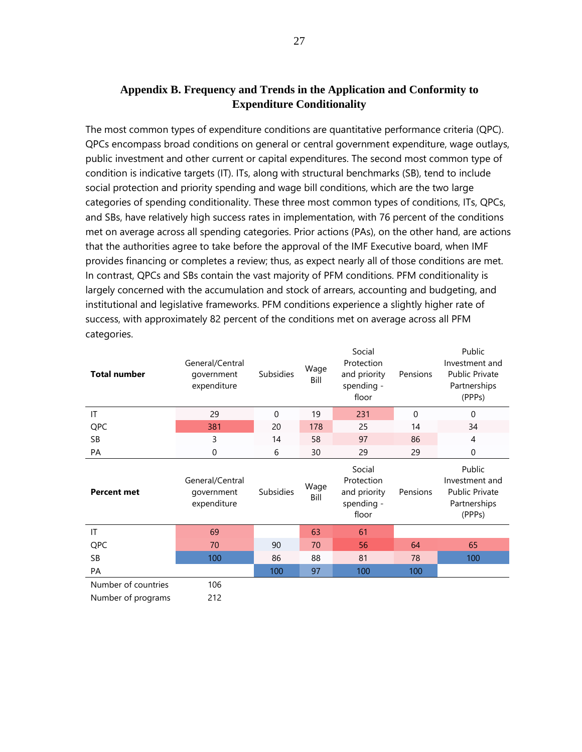## Appendix B. Frequency and Trends in the Application and Conformity to Expenditure Conditionality

The most common types of expenditure conditions are quantitative performance criteria (QPC). QPCs encompass broad conditions on general or central government expenditure, wage outlays, public investment and other current or capital expenditures. The second most common type of condition is indicative targets (IT). ITs, along with structural benchmarks (SB), tend to include social protection and priority spending and wage bill conditions, which are the two large categories of spending conditionality. These three most common types of conditions, ITs, QPCs, and SBs, have relatively high success rates in implementation, with 76 percent of the conditions met on average across all spending categories. Prior actions (PAs), on the other hand, are actions that the authorities agree to take before the approval of the IMF Executive board, when IMF provides financing or completes a review; thus, as expect nearly all of those conditions are met. In contrast, QPCs and SBs contain the vast majority of PFM conditions. PFM conditionality is largely concerned with the accumulation and stock of arrears, accounting and budgeting, and institutional and legislative frameworks. PFM conditions experience a slightly higher rate of success, with approximately 82 percent of the conditions met on average across all PFM categories.

| **Total number** | General/Central government expenditure | Subsidies | Wage Bill | Social Protection and priority spending - floor | Pensions | Public Investment and Public Private Partnerships (PPPs) |
|---|---|---|---|---|---|---|
| IT | 29 | 0 | 19 | 231 | 0 | 0 |
| QPC | 381 | 20 | 178 | 25 | 14 | 34 |
| SB | 3 | 14 | 58 | 97 | 86 | 4 |
| PA | 0 | 6 | 30 | 29 | 29 | 0 |

| **Percent met** | General/Central government expenditure | Subsidies | Wage Bill | Social Protection and priority spending - floor | Pensions | Public Investment and Public Private Partnerships (PPPs) |
|---|---|---|---|---|---|---|
| IT | 69 | | 63 | 61 | | |
| QPC | 70 | 90 | 70 | 56 | 64 | 65 |
| SB | 100 | 86 | 88 | 81 | 78 | 100 |
| PA | | 100 | 97 | 100 | 100 | |
| Number of countries | 106 | | | | | |
| Number of programs | 212 | | | | | |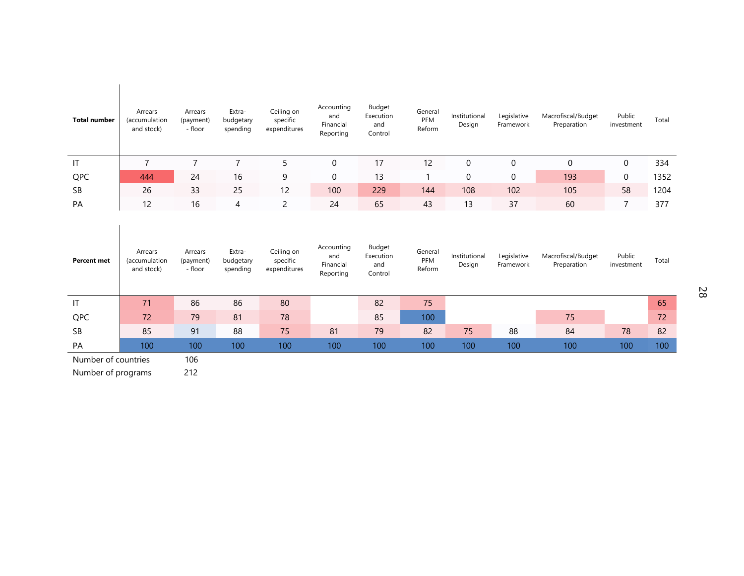| Total number | Arrears (accumulation and stock) | Arrears (payment) - floor | Extra-budgetary spending | Ceiling on specific expenditures | Accounting and Financial Reporting | Budget Execution and Control | General PFM Reform | Institutional Design | Legislative Framework | Macrofiscal/Budget Preparation | Public investment | Total |
|---|---|---|---|---|---|---|---|---|---|---|---|---|
| IT | 7 | 7 | 7 | 5 | 0 | 17 | 12 | 0 | 0 | 0 | 0 | 334 |
| QPC | 444 | 24 | 16 | 9 | 0 | 13 | 1 | 0 | 0 | 193 | 0 | 1352 |
| SB | 26 | 33 | 25 | 12 | 100 | 229 | 144 | 108 | 102 | 105 | 58 | 1204 |
| PA | 12 | 16 | 4 | 2 | 24 | 65 | 43 | 13 | 37 | 60 | 7 | 377 |

| Percent met | Arrears (accumulation and stock) | Arrears (payment) - floor | Extra-budgetary spending | Ceiling on specific expenditures | Accounting and Financial Reporting | Budget Execution and Control | General PFM Reform | Institutional Design | Legislative Framework | Macrofiscal/Budget Preparation | Public investment | Total |
|---|---|---|---|---|---|---|---|---|---|---|---|---|
| IT | 71 | 86 | 86 | 80 | | 82 | 75 | | | | | 65 |
| QPC | 72 | 79 | 81 | 78 | | 85 | 100 | | | 75 | | 72 |
| SB | 85 | 91 | 88 | 75 | 81 | 79 | 82 | 75 | 88 | 84 | 78 | 82 |
| PA | 100 | 100 | 100 | 100 | 100 | 100 | 100 | 100 | 100 | 100 | 100 | 100 |

Number of countries 106

Number of programs 212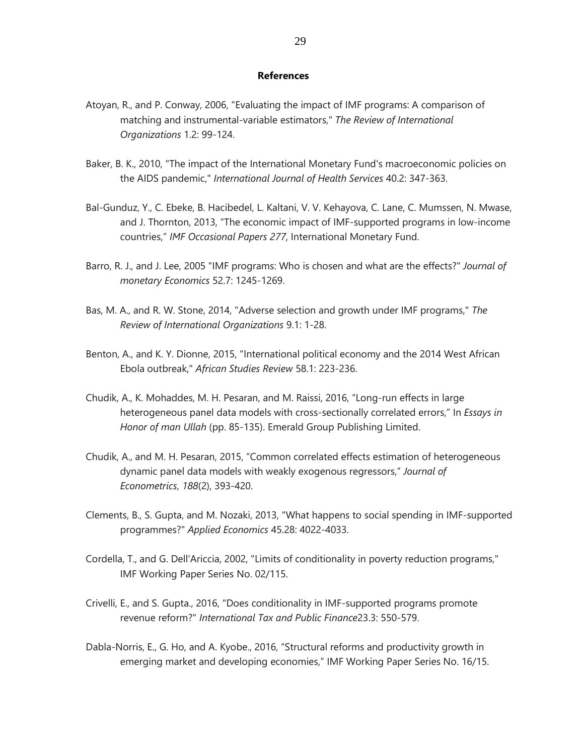## References

Atoyan, R., and P. Conway, 2006, "Evaluating the impact of IMF programs: A comparison of matching and instrumental-variable estimators," *The Review of International Organizations* 1.2: 99-124.

Baker, B. K., 2010, "The impact of the International Monetary Fund's macroeconomic policies on the AIDS pandemic," *International Journal of Health Services* 40.2: 347-363.

Bal-Gunduz, Y., C. Ebeke, B. Hacibedel, L. Kaltani, V. V. Kehayova, C. Lane, C. Mumssen, N. Mwase, and J. Thornton, 2013, "The economic impact of IMF-supported programs in low-income countries," *IMF Occasional Papers 277*, International Monetary Fund.

Barro, R. J., and J. Lee, 2005 "IMF programs: Who is chosen and what are the effects?" *Journal of monetary Economics* 52.7: 1245-1269.

Bas, M. A., and R. W. Stone, 2014, "Adverse selection and growth under IMF programs," *The Review of International Organizations* 9.1: 1-28.

Benton, A., and K. Y. Dionne, 2015, "International political economy and the 2014 West African Ebola outbreak," *African Studies Review* 58.1: 223-236.

Chudik, A., K. Mohaddes, M. H. Pesaran, and M. Raissi, 2016, "Long-run effects in large heterogeneous panel data models with cross-sectionally correlated errors," In *Essays in Honor of man Ullah* (pp. 85-135). Emerald Group Publishing Limited.

Chudik, A., and M. H. Pesaran, 2015, "Common correlated effects estimation of heterogeneous dynamic panel data models with weakly exogenous regressors," *Journal of Econometrics*, *188*(2), 393-420.

Clements, B., S. Gupta, and M. Nozaki, 2013, "What happens to social spending in IMF-supported programmes?" *Applied Economics* 45.28: 4022-4033.

Cordella, T., and G. Dell'Ariccia, 2002, "Limits of conditionality in poverty reduction programs," IMF Working Paper Series No. 02/115.

Crivelli, E., and S. Gupta., 2016, "Does conditionality in IMF-supported programs promote revenue reform?" *International Tax and Public Finance*23.3: 550-579.

Dabla-Norris, E., G. Ho, and A. Kyobe., 2016, "Structural reforms and productivity growth in emerging market and developing economies," IMF Working Paper Series No. 16/15.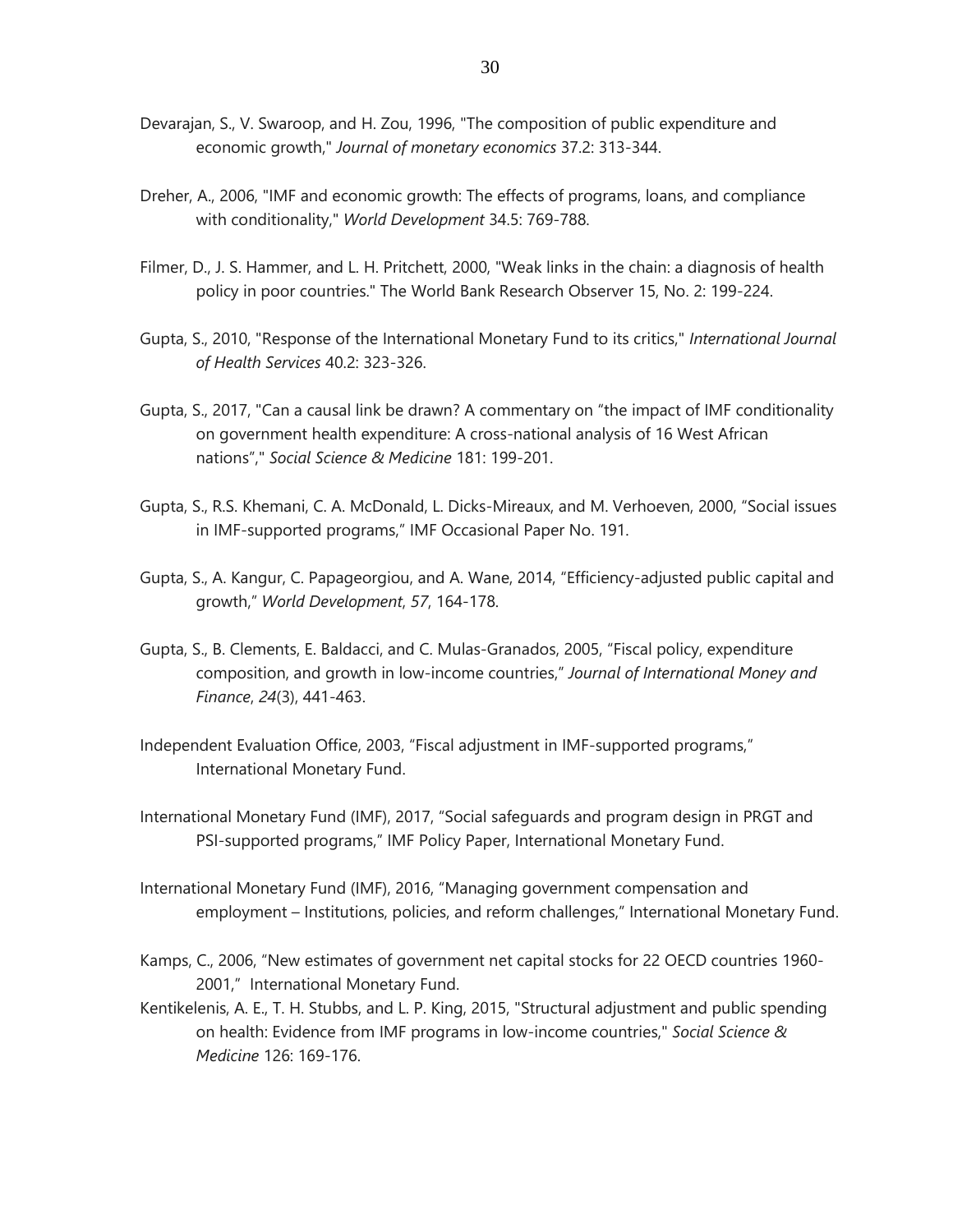Devarajan, S., V. Swaroop, and H. Zou, 1996, "The composition of public expenditure and economic growth," *Journal of monetary economics* 37.2: 313-344.

Dreher, A., 2006, "IMF and economic growth: The effects of programs, loans, and compliance with conditionality," *World Development* 34.5: 769-788.

Filmer, D., J. S. Hammer, and L. H. Pritchett, 2000, "Weak links in the chain: a diagnosis of health policy in poor countries." The World Bank Research Observer 15, No. 2: 199-224.

Gupta, S., 2010, "Response of the International Monetary Fund to its critics," *International Journal of Health Services* 40.2: 323-326.

Gupta, S., 2017, "Can a causal link be drawn? A commentary on "the impact of IMF conditionality on government health expenditure: A cross-national analysis of 16 West African nations"," *Social Science & Medicine* 181: 199-201.

Gupta, S., R.S. Khemani, C. A. McDonald, L. Dicks-Mireaux, and M. Verhoeven, 2000, "Social issues in IMF-supported programs," IMF Occasional Paper No. 191.

Gupta, S., A. Kangur, C. Papageorgiou, and A. Wane, 2014, "Efficiency-adjusted public capital and growth," *World Development*, *57*, 164-178.

Gupta, S., B. Clements, E. Baldacci, and C. Mulas-Granados, 2005, "Fiscal policy, expenditure composition, and growth in low-income countries," *Journal of International Money and Finance*, *24*(3), 441-463.

Independent Evaluation Office, 2003, "Fiscal adjustment in IMF-supported programs," International Monetary Fund.

International Monetary Fund (IMF), 2017, "Social safeguards and program design in PRGT and PSI-supported programs," IMF Policy Paper, International Monetary Fund.

International Monetary Fund (IMF), 2016, "Managing government compensation and employment – Institutions, policies, and reform challenges," International Monetary Fund.

Kamps, C., 2006, "New estimates of government net capital stocks for 22 OECD countries 1960-2001," International Monetary Fund.

Kentikelenis, A. E., T. H. Stubbs, and L. P. King, 2015, "Structural adjustment and public spending on health: Evidence from IMF programs in low-income countries," *Social Science & Medicine* 126: 169-176.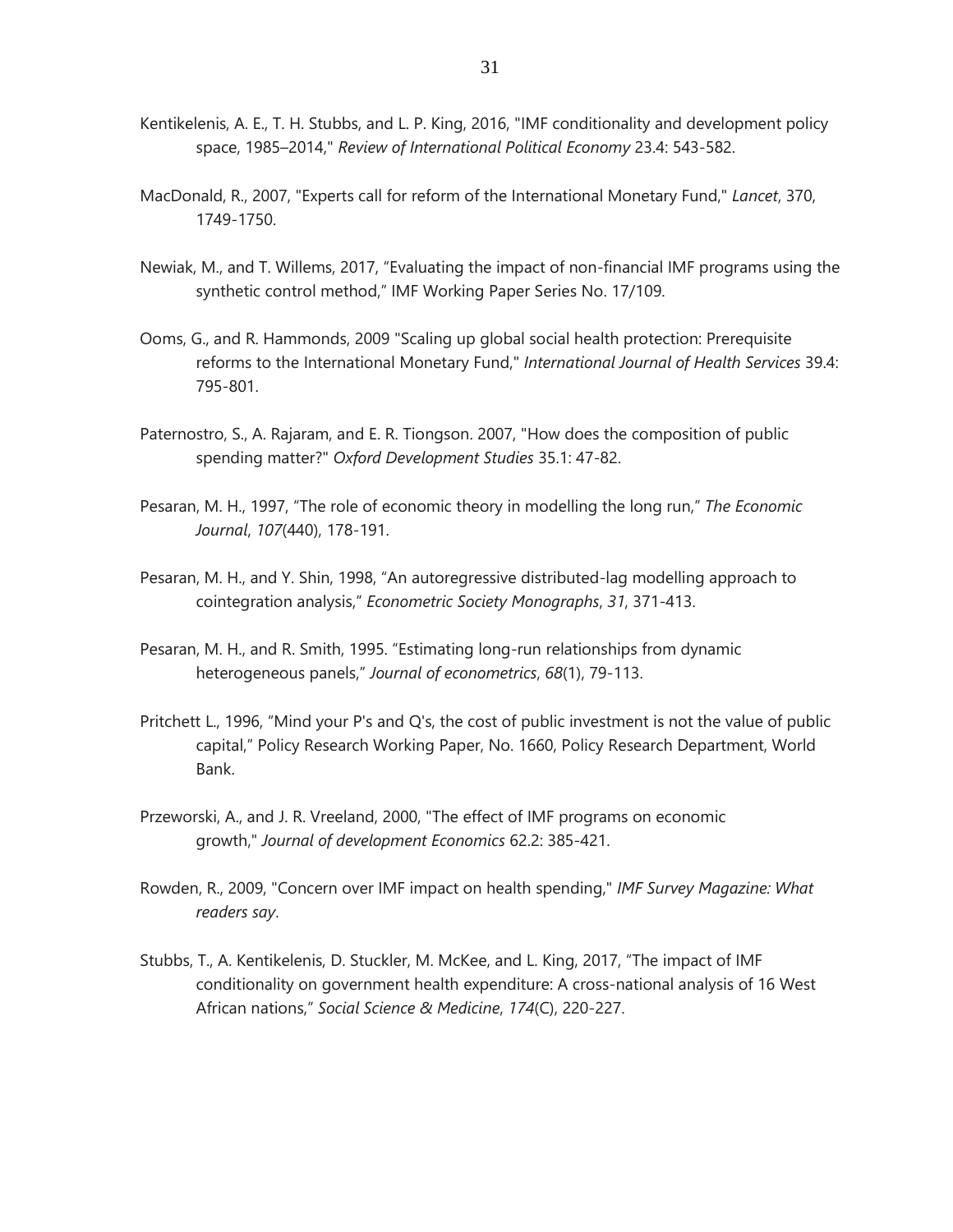Kentikelenis, A. E., T. H. Stubbs, and L. P. King, 2016, "IMF conditionality and development policy space, 1985–2014," *Review of International Political Economy* 23.4: 543-582.

MacDonald, R., 2007, "Experts call for reform of the International Monetary Fund," *Lancet*, 370, 1749-1750.

Newiak, M., and T. Willems, 2017, "Evaluating the impact of non-financial IMF programs using the synthetic control method," IMF Working Paper Series No. 17/109.

Ooms, G., and R. Hammonds, 2009 "Scaling up global social health protection: Prerequisite reforms to the International Monetary Fund," *International Journal of Health Services* 39.4: 795-801.

Paternostro, S., A. Rajaram, and E. R. Tiongson. 2007, "How does the composition of public spending matter?" *Oxford Development Studies* 35.1: 47-82.

Pesaran, M. H., 1997, "The role of economic theory in modelling the long run," *The Economic Journal*, *107*(440), 178-191.

Pesaran, M. H., and Y. Shin, 1998, "An autoregressive distributed-lag modelling approach to cointegration analysis," *Econometric Society Monographs*, *31*, 371-413.

Pesaran, M. H., and R. Smith, 1995. "Estimating long-run relationships from dynamic heterogeneous panels," *Journal of econometrics*, *68*(1), 79-113.

Pritchett L., 1996, "Mind your P's and Q's, the cost of public investment is not the value of public capital," Policy Research Working Paper, No. 1660, Policy Research Department, World Bank.

Przeworski, A., and J. R. Vreeland, 2000, "The effect of IMF programs on economic growth," *Journal of development Economics* 62.2: 385-421.

Rowden, R., 2009, "Concern over IMF impact on health spending," *IMF Survey Magazine: What readers say*.

Stubbs, T., A. Kentikelenis, D. Stuckler, M. McKee, and L. King, 2017, "The impact of IMF conditionality on government health expenditure: A cross-national analysis of 16 West African nations," *Social Science & Medicine*, *174*(C), 220-227.